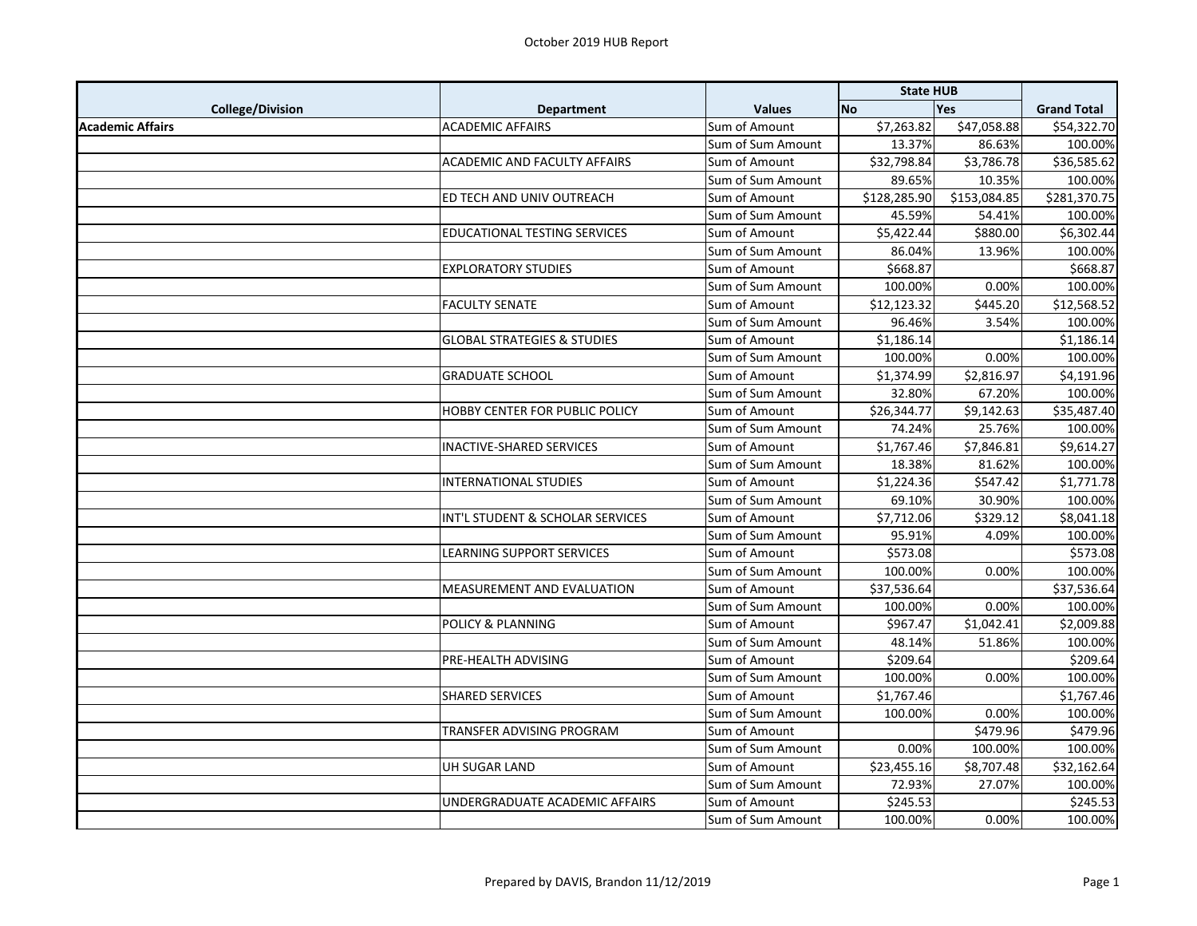# October 2019 HUB Report

| College/Division | Department | Values | State HUB | | Grand Total |
|---|---|---|---|---|---|
| | | | No | Yes | |
| **Academic Affairs** | ACADEMIC AFFAIRS | Sum of Amount | $7,263.82 | $47,058.88 | $54,322.70 |
| | | Sum of Sum Amount | 13.37% | 86.63% | 100.00% |
| | ACADEMIC AND FACULTY AFFAIRS | Sum of Amount | $32,798.84 | $3,786.78 | $36,585.62 |
| | | Sum of Sum Amount | 89.65% | 10.35% | 100.00% |
| | ED TECH AND UNIV OUTREACH | Sum of Amount | $128,285.90 | $153,084.85 | $281,370.75 |
| | | Sum of Sum Amount | 45.59% | 54.41% | 100.00% |
| | EDUCATIONAL TESTING SERVICES | Sum of Amount | $5,422.44 | $880.00 | $6,302.44 |
| | | Sum of Sum Amount | 86.04% | 13.96% | 100.00% |
| | EXPLORATORY STUDIES | Sum of Amount | $668.87 | | $668.87 |
| | | Sum of Sum Amount | 100.00% | 0.00% | 100.00% |
| | FACULTY SENATE | Sum of Amount | $12,123.32 | $445.20 | $12,568.52 |
| | | Sum of Sum Amount | 96.46% | 3.54% | 100.00% |
| | GLOBAL STRATEGIES & STUDIES | Sum of Amount | $1,186.14 | | $1,186.14 |
| | | Sum of Sum Amount | 100.00% | 0.00% | 100.00% |
| | GRADUATE SCHOOL | Sum of Amount | $1,374.99 | $2,816.97 | $4,191.96 |
| | | Sum of Sum Amount | 32.80% | 67.20% | 100.00% |
| | HOBBY CENTER FOR PUBLIC POLICY | Sum of Amount | $26,344.77 | $9,142.63 | $35,487.40 |
| | | Sum of Sum Amount | 74.24% | 25.76% | 100.00% |
| | INACTIVE-SHARED SERVICES | Sum of Amount | $1,767.46 | $7,846.81 | $9,614.27 |
| | | Sum of Sum Amount | 18.38% | 81.62% | 100.00% |
| | INTERNATIONAL STUDIES | Sum of Amount | $1,224.36 | $547.42 | $1,771.78 |
| | | Sum of Sum Amount | 69.10% | 30.90% | 100.00% |
| | INT'L STUDENT & SCHOLAR SERVICES | Sum of Amount | $7,712.06 | $329.12 | $8,041.18 |
| | | Sum of Sum Amount | 95.91% | 4.09% | 100.00% |
| | LEARNING SUPPORT SERVICES | Sum of Amount | $573.08 | | $573.08 |
| | | Sum of Sum Amount | 100.00% | 0.00% | 100.00% |
| | MEASUREMENT AND EVALUATION | Sum of Amount | $37,536.64 | | $37,536.64 |
| | | Sum of Sum Amount | 100.00% | 0.00% | 100.00% |
| | POLICY & PLANNING | Sum of Amount | $967.47 | $1,042.41 | $2,009.88 |
| | | Sum of Sum Amount | 48.14% | 51.86% | 100.00% |
| | PRE-HEALTH ADVISING | Sum of Amount | $209.64 | | $209.64 |
| | | Sum of Sum Amount | 100.00% | 0.00% | 100.00% |
| | SHARED SERVICES | Sum of Amount | $1,767.46 | | $1,767.46 |
| | | Sum of Sum Amount | 100.00% | 0.00% | 100.00% |
| | TRANSFER ADVISING PROGRAM | Sum of Amount | | $479.96 | $479.96 |
| | | Sum of Sum Amount | 0.00% | 100.00% | 100.00% |
| | UH SUGAR LAND | Sum of Amount | $23,455.16 | $8,707.48 | $32,162.64 |
| | | Sum of Sum Amount | 72.93% | 27.07% | 100.00% |
| | UNDERGRADUATE ACADEMIC AFFAIRS | Sum of Amount | $245.53 | | $245.53 |
| | | Sum of Sum Amount | 100.00% | 0.00% | 100.00% |

Prepared by DAVIS, Brandon 11/12/2019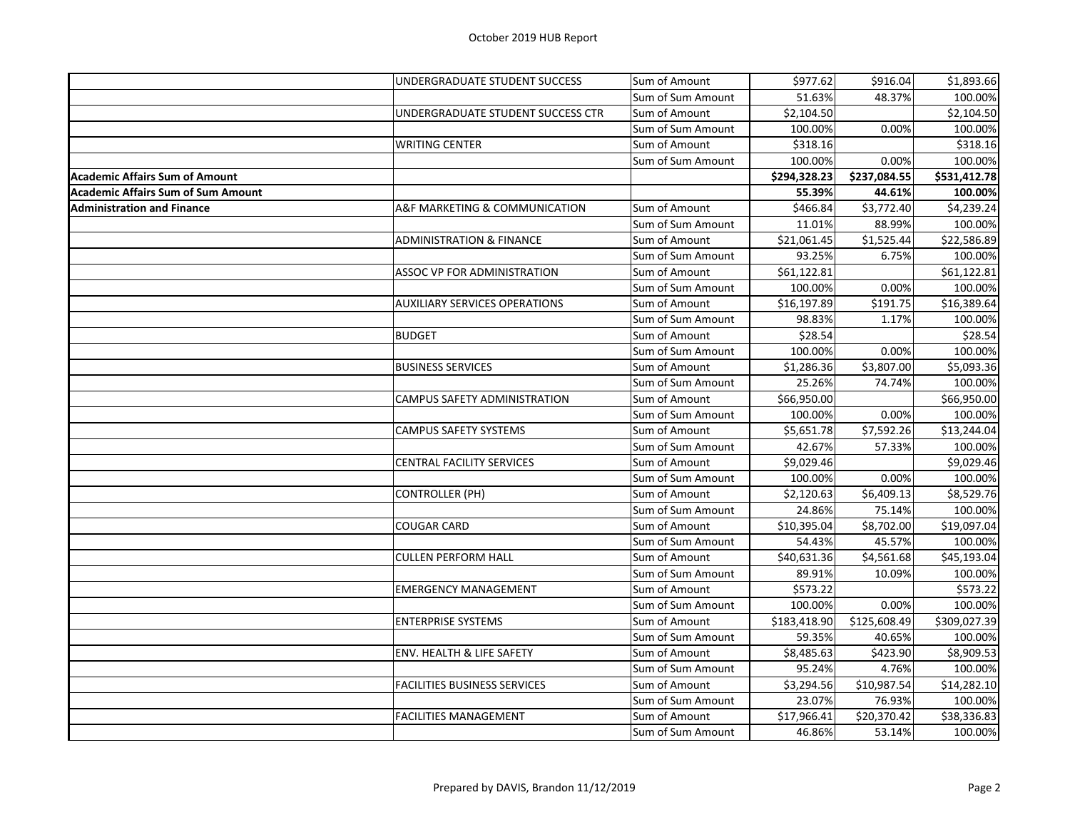October 2019 HUB Report

| | | | | | |
|---|---|---|---|---|---|
| | UNDERGRADUATE STUDENT SUCCESS | Sum of Amount | $977.62 | $916.04 | $1,893.66 |
| | | Sum of Sum Amount | 51.63% | 48.37% | 100.00% |
| | UNDERGRADUATE STUDENT SUCCESS CTR | Sum of Amount | $2,104.50 | | $2,104.50 |
| | | Sum of Sum Amount | 100.00% | 0.00% | 100.00% |
| | WRITING CENTER | Sum of Amount | $318.16 | | $318.16 |
| | | Sum of Sum Amount | 100.00% | 0.00% | 100.00% |
| **Academic Affairs Sum of Amount** | | | **$294,328.23** | **$237,084.55** | **$531,412.78** |
| **Academic Affairs Sum of Sum Amount** | | | **55.39%** | **44.61%** | **100.00%** |
| **Administration and Finance** | A&F MARKETING & COMMUNICATION | Sum of Amount | $466.84 | $3,772.40 | $4,239.24 |
| | | Sum of Sum Amount | 11.01% | 88.99% | 100.00% |
| | ADMINISTRATION & FINANCE | Sum of Amount | $21,061.45 | $1,525.44 | $22,586.89 |
| | | Sum of Sum Amount | 93.25% | 6.75% | 100.00% |
| | ASSOC VP FOR ADMINISTRATION | Sum of Amount | $61,122.81 | | $61,122.81 |
| | | Sum of Sum Amount | 100.00% | 0.00% | 100.00% |
| | AUXILIARY SERVICES OPERATIONS | Sum of Amount | $16,197.89 | $191.75 | $16,389.64 |
| | | Sum of Sum Amount | 98.83% | 1.17% | 100.00% |
| | BUDGET | Sum of Amount | $28.54 | | $28.54 |
| | | Sum of Sum Amount | 100.00% | 0.00% | 100.00% |
| | BUSINESS SERVICES | Sum of Amount | $1,286.36 | $3,807.00 | $5,093.36 |
| | | Sum of Sum Amount | 25.26% | 74.74% | 100.00% |
| | CAMPUS SAFETY ADMINISTRATION | Sum of Amount | $66,950.00 | | $66,950.00 |
| | | Sum of Sum Amount | 100.00% | 0.00% | 100.00% |
| | CAMPUS SAFETY SYSTEMS | Sum of Amount | $5,651.78 | $7,592.26 | $13,244.04 |
| | | Sum of Sum Amount | 42.67% | 57.33% | 100.00% |
| | CENTRAL FACILITY SERVICES | Sum of Amount | $9,029.46 | | $9,029.46 |
| | | Sum of Sum Amount | 100.00% | 0.00% | 100.00% |
| | CONTROLLER (PH) | Sum of Amount | $2,120.63 | $6,409.13 | $8,529.76 |
| | | Sum of Sum Amount | 24.86% | 75.14% | 100.00% |
| | COUGAR CARD | Sum of Amount | $10,395.04 | $8,702.00 | $19,097.04 |
| | | Sum of Sum Amount | 54.43% | 45.57% | 100.00% |
| | CULLEN PERFORM HALL | Sum of Amount | $40,631.36 | $4,561.68 | $45,193.04 |
| | | Sum of Sum Amount | 89.91% | 10.09% | 100.00% |
| | EMERGENCY MANAGEMENT | Sum of Amount | $573.22 | | $573.22 |
| | | Sum of Sum Amount | 100.00% | 0.00% | 100.00% |
| | ENTERPRISE SYSTEMS | Sum of Amount | $183,418.90 | $125,608.49 | $309,027.39 |
| | | Sum of Sum Amount | 59.35% | 40.65% | 100.00% |
| | ENV. HEALTH & LIFE SAFETY | Sum of Amount | $8,485.63 | $423.90 | $8,909.53 |
| | | Sum of Sum Amount | 95.24% | 4.76% | 100.00% |
| | FACILITIES BUSINESS SERVICES | Sum of Amount | $3,294.56 | $10,987.54 | $14,282.10 |
| | | Sum of Sum Amount | 23.07% | 76.93% | 100.00% |
| | FACILITIES MANAGEMENT | Sum of Amount | $17,966.41 | $20,370.42 | $38,336.83 |
| | | Sum of Sum Amount | 46.86% | 53.14% | 100.00% |

Prepared by DAVIS, Brandon 11/12/2019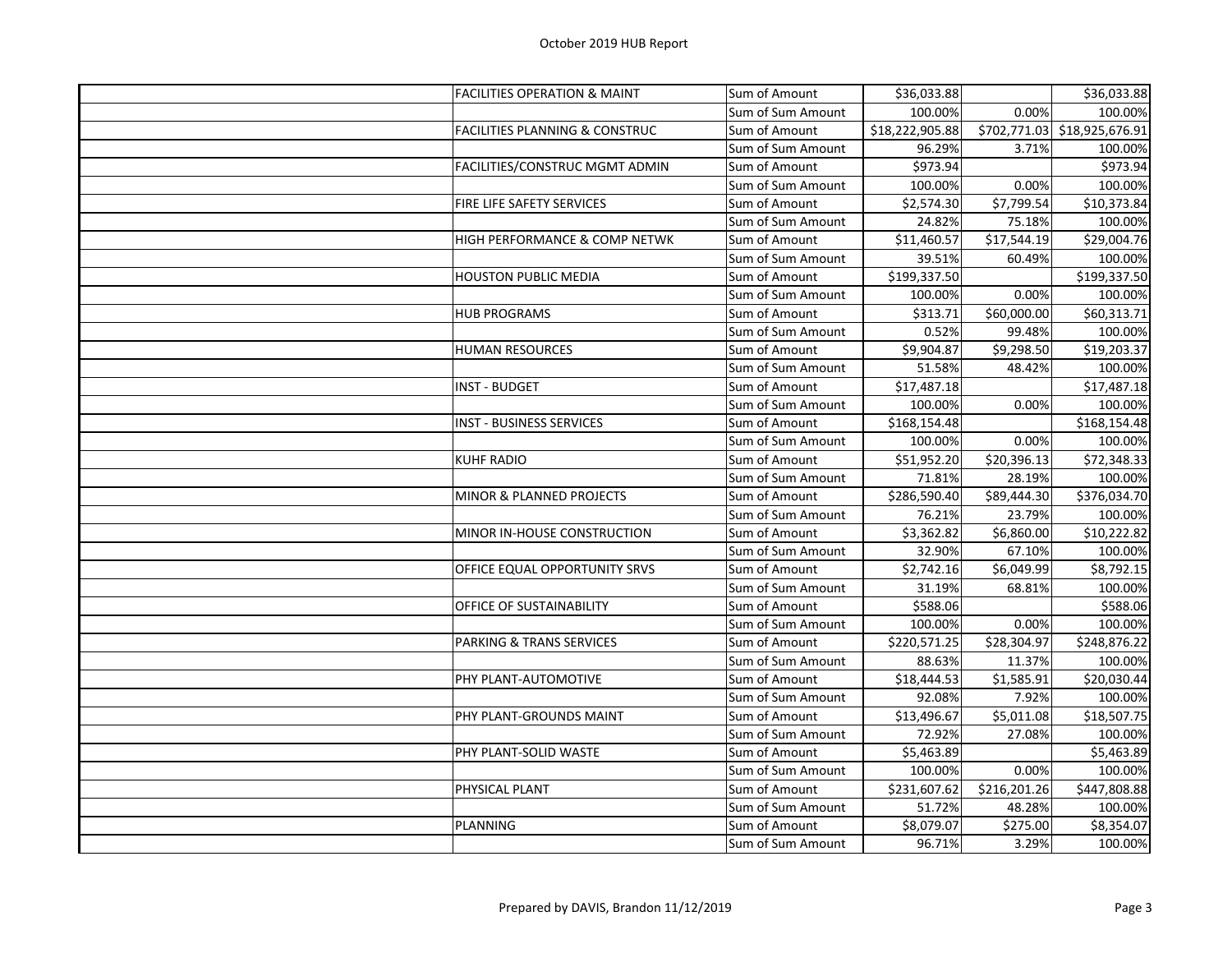October 2019 HUB Report

| | | | | | |
|---|---|---|---|---|---|
| | FACILITIES OPERATION & MAINT | Sum of Amount | $36,033.88 | | $36,033.88 |
| | | Sum of Sum Amount | 100.00% | 0.00% | 100.00% |
| | FACILITIES PLANNING & CONSTRUC | Sum of Amount | $18,222,905.88 | $702,771.03 | $18,925,676.91 |
| | | Sum of Sum Amount | 96.29% | 3.71% | 100.00% |
| | FACILITIES/CONSTRUC MGMT ADMIN | Sum of Amount | $973.94 | | $973.94 |
| | | Sum of Sum Amount | 100.00% | 0.00% | 100.00% |
| | FIRE LIFE SAFETY SERVICES | Sum of Amount | $2,574.30 | $7,799.54 | $10,373.84 |
| | | Sum of Sum Amount | 24.82% | 75.18% | 100.00% |
| | HIGH PERFORMANCE & COMP NETWK | Sum of Amount | $11,460.57 | $17,544.19 | $29,004.76 |
| | | Sum of Sum Amount | 39.51% | 60.49% | 100.00% |
| | HOUSTON PUBLIC MEDIA | Sum of Amount | $199,337.50 | | $199,337.50 |
| | | Sum of Sum Amount | 100.00% | 0.00% | 100.00% |
| | HUB PROGRAMS | Sum of Amount | $313.71 | $60,000.00 | $60,313.71 |
| | | Sum of Sum Amount | 0.52% | 99.48% | 100.00% |
| | HUMAN RESOURCES | Sum of Amount | $9,904.87 | $9,298.50 | $19,203.37 |
| | | Sum of Sum Amount | 51.58% | 48.42% | 100.00% |
| | INST - BUDGET | Sum of Amount | $17,487.18 | | $17,487.18 |
| | | Sum of Sum Amount | 100.00% | 0.00% | 100.00% |
| | INST - BUSINESS SERVICES | Sum of Amount | $168,154.48 | | $168,154.48 |
| | | Sum of Sum Amount | 100.00% | 0.00% | 100.00% |
| | KUHF RADIO | Sum of Amount | $51,952.20 | $20,396.13 | $72,348.33 |
| | | Sum of Sum Amount | 71.81% | 28.19% | 100.00% |
| | MINOR & PLANNED PROJECTS | Sum of Amount | $286,590.40 | $89,444.30 | $376,034.70 |
| | | Sum of Sum Amount | 76.21% | 23.79% | 100.00% |
| | MINOR IN-HOUSE CONSTRUCTION | Sum of Amount | $3,362.82 | $6,860.00 | $10,222.82 |
| | | Sum of Sum Amount | 32.90% | 67.10% | 100.00% |
| | OFFICE EQUAL OPPORTUNITY SRVS | Sum of Amount | $2,742.16 | $6,049.99 | $8,792.15 |
| | | Sum of Sum Amount | 31.19% | 68.81% | 100.00% |
| | OFFICE OF SUSTAINABILITY | Sum of Amount | $588.06 | | $588.06 |
| | | Sum of Sum Amount | 100.00% | 0.00% | 100.00% |
| | PARKING & TRANS SERVICES | Sum of Amount | $220,571.25 | $28,304.97 | $248,876.22 |
| | | Sum of Sum Amount | 88.63% | 11.37% | 100.00% |
| | PHY PLANT-AUTOMOTIVE | Sum of Amount | $18,444.53 | $1,585.91 | $20,030.44 |
| | | Sum of Sum Amount | 92.08% | 7.92% | 100.00% |
| | PHY PLANT-GROUNDS MAINT | Sum of Amount | $13,496.67 | $5,011.08 | $18,507.75 |
| | | Sum of Sum Amount | 72.92% | 27.08% | 100.00% |
| | PHY PLANT-SOLID WASTE | Sum of Amount | $5,463.89 | | $5,463.89 |
| | | Sum of Sum Amount | 100.00% | 0.00% | 100.00% |
| | PHYSICAL PLANT | Sum of Amount | $231,607.62 | $216,201.26 | $447,808.88 |
| | | Sum of Sum Amount | 51.72% | 48.28% | 100.00% |
| | PLANNING | Sum of Amount | $8,079.07 | $275.00 | $8,354.07 |
| | | Sum of Sum Amount | 96.71% | 3.29% | 100.00% |

Prepared by DAVIS, Brandon 11/12/2019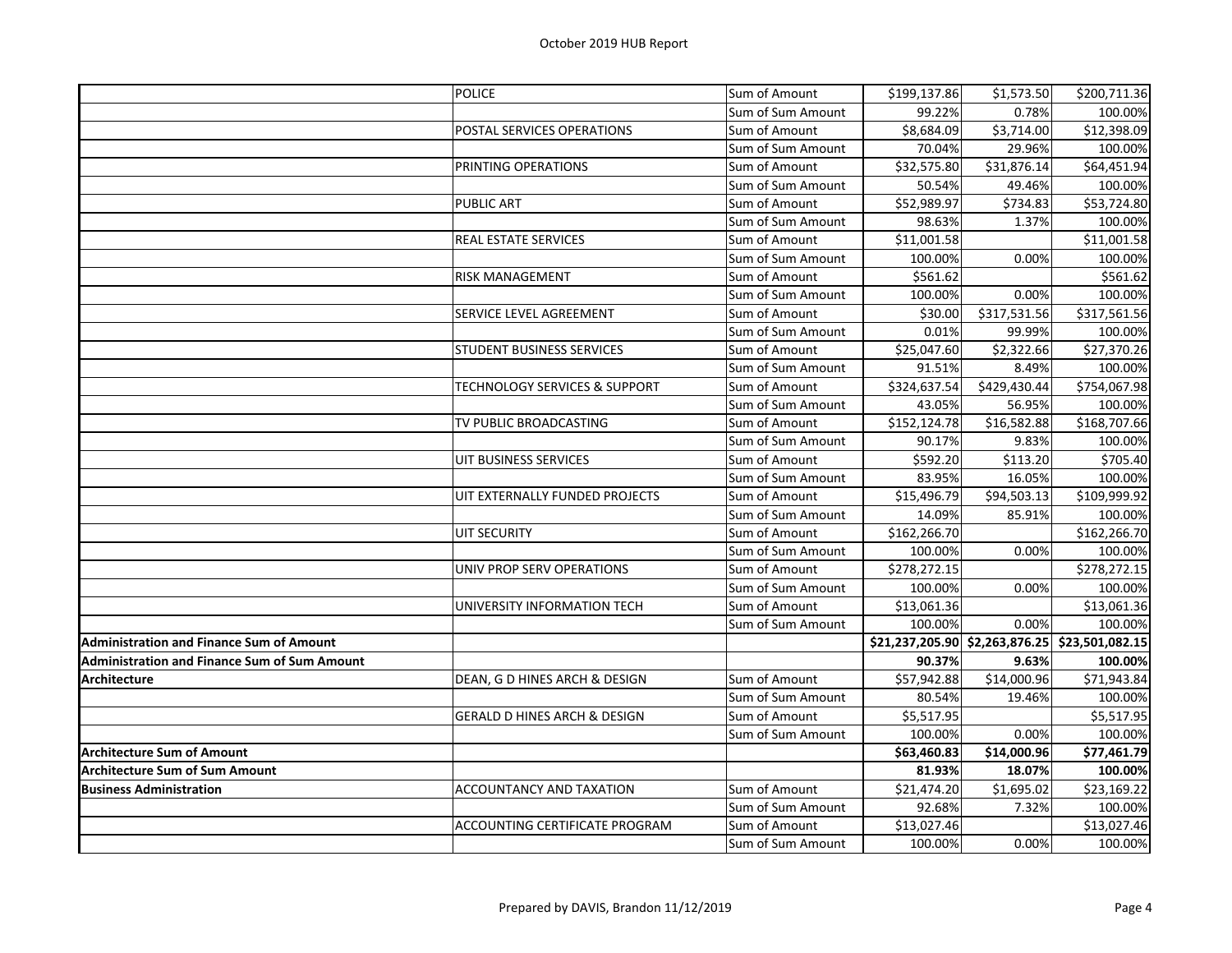| | | | | | |
|---|---|---|---|---|---|
| | POLICE | Sum of Amount | $199,137.86 | $1,573.50 | $200,711.36 |
| | | Sum of Sum Amount | 99.22% | 0.78% | 100.00% |
| | POSTAL SERVICES OPERATIONS | Sum of Amount | $8,684.09 | $3,714.00 | $12,398.09 |
| | | Sum of Sum Amount | 70.04% | 29.96% | 100.00% |
| | PRINTING OPERATIONS | Sum of Amount | $32,575.80 | $31,876.14 | $64,451.94 |
| | | Sum of Sum Amount | 50.54% | 49.46% | 100.00% |
| | PUBLIC ART | Sum of Amount | $52,989.97 | $734.83 | $53,724.80 |
| | | Sum of Sum Amount | 98.63% | 1.37% | 100.00% |
| | REAL ESTATE SERVICES | Sum of Amount | $11,001.58 | | $11,001.58 |
| | | Sum of Sum Amount | 100.00% | 0.00% | 100.00% |
| | RISK MANAGEMENT | Sum of Amount | $561.62 | | $561.62 |
| | | Sum of Sum Amount | 100.00% | 0.00% | 100.00% |
| | SERVICE LEVEL AGREEMENT | Sum of Amount | $30.00 | $317,531.56 | $317,561.56 |
| | | Sum of Sum Amount | 0.01% | 99.99% | 100.00% |
| | STUDENT BUSINESS SERVICES | Sum of Amount | $25,047.60 | $2,322.66 | $27,370.26 |
| | | Sum of Sum Amount | 91.51% | 8.49% | 100.00% |
| | TECHNOLOGY SERVICES & SUPPORT | Sum of Amount | $324,637.54 | $429,430.44 | $754,067.98 |
| | | Sum of Sum Amount | 43.05% | 56.95% | 100.00% |
| | TV PUBLIC BROADCASTING | Sum of Amount | $152,124.78 | $16,582.88 | $168,707.66 |
| | | Sum of Sum Amount | 90.17% | 9.83% | 100.00% |
| | UIT BUSINESS SERVICES | Sum of Amount | $592.20 | $113.20 | $705.40 |
| | | Sum of Sum Amount | 83.95% | 16.05% | 100.00% |
| | UIT EXTERNALLY FUNDED PROJECTS | Sum of Amount | $15,496.79 | $94,503.13 | $109,999.92 |
| | | Sum of Sum Amount | 14.09% | 85.91% | 100.00% |
| | UIT SECURITY | Sum of Amount | $162,266.70 | | $162,266.70 |
| | | Sum of Sum Amount | 100.00% | 0.00% | 100.00% |
| | UNIV PROP SERV OPERATIONS | Sum of Amount | $278,272.15 | | $278,272.15 |
| | | Sum of Sum Amount | 100.00% | 0.00% | 100.00% |
| | UNIVERSITY INFORMATION TECH | Sum of Amount | $13,061.36 | | $13,061.36 |
| | | Sum of Sum Amount | 100.00% | 0.00% | 100.00% |
| **Administration and Finance Sum of Amount** | | | **$21,237,205.90** | **$2,263,876.25** | **$23,501,082.15** |
| **Administration and Finance Sum of Sum Amount** | | | **90.37%** | **9.63%** | **100.00%** |
| **Architecture** | DEAN, G D HINES ARCH & DESIGN | Sum of Amount | $57,942.88 | $14,000.96 | $71,943.84 |
| | | Sum of Sum Amount | 80.54% | 19.46% | 100.00% |
| | GERALD D HINES ARCH & DESIGN | Sum of Amount | $5,517.95 | | $5,517.95 |
| | | Sum of Sum Amount | 100.00% | 0.00% | 100.00% |
| **Architecture Sum of Amount** | | | **$63,460.83** | **$14,000.96** | **$77,461.79** |
| **Architecture Sum of Sum Amount** | | | **81.93%** | **18.07%** | **100.00%** |
| **Business Administration** | ACCOUNTANCY AND TAXATION | Sum of Amount | $21,474.20 | $1,695.02 | $23,169.22 |
| | | Sum of Sum Amount | 92.68% | 7.32% | 100.00% |
| | ACCOUNTING CERTIFICATE PROGRAM | Sum of Amount | $13,027.46 | | $13,027.46 |
| | | Sum of Sum Amount | 100.00% | 0.00% | 100.00% |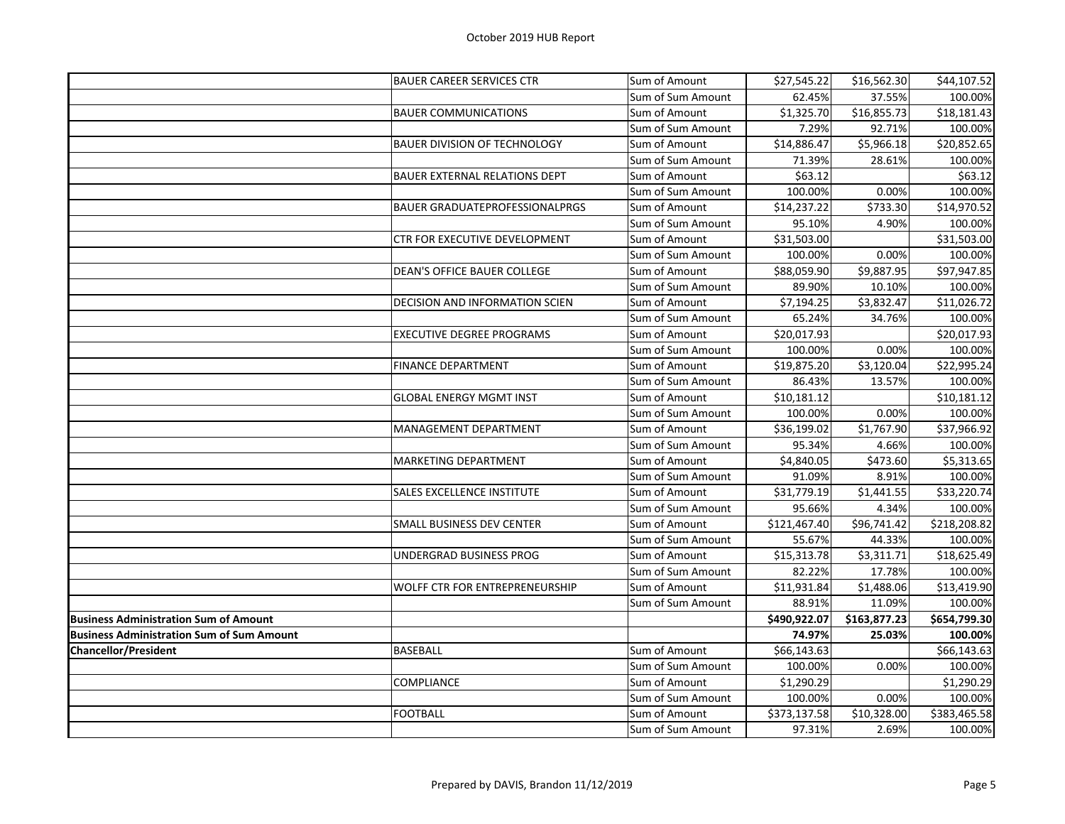| | | | | | |
|---|---|---|---|---|---|
| | BAUER CAREER SERVICES CTR | Sum of Amount | $27,545.22 | $16,562.30 | $44,107.52 |
| | | Sum of Sum Amount | 62.45% | 37.55% | 100.00% |
| | BAUER COMMUNICATIONS | Sum of Amount | $1,325.70 | $16,855.73 | $18,181.43 |
| | | Sum of Sum Amount | 7.29% | 92.71% | 100.00% |
| | BAUER DIVISION OF TECHNOLOGY | Sum of Amount | $14,886.47 | $5,966.18 | $20,852.65 |
| | | Sum of Sum Amount | 71.39% | 28.61% | 100.00% |
| | BAUER EXTERNAL RELATIONS DEPT | Sum of Amount | $63.12 | | $63.12 |
| | | Sum of Sum Amount | 100.00% | 0.00% | 100.00% |
| | BAUER GRADUATEPROFESSIONALPRGS | Sum of Amount | $14,237.22 | $733.30 | $14,970.52 |
| | | Sum of Sum Amount | 95.10% | 4.90% | 100.00% |
| | CTR FOR EXECUTIVE DEVELOPMENT | Sum of Amount | $31,503.00 | | $31,503.00 |
| | | Sum of Sum Amount | 100.00% | 0.00% | 100.00% |
| | DEAN'S OFFICE BAUER COLLEGE | Sum of Amount | $88,059.90 | $9,887.95 | $97,947.85 |
| | | Sum of Sum Amount | 89.90% | 10.10% | 100.00% |
| | DECISION AND INFORMATION SCIEN | Sum of Amount | $7,194.25 | $3,832.47 | $11,026.72 |
| | | Sum of Sum Amount | 65.24% | 34.76% | 100.00% |
| | EXECUTIVE DEGREE PROGRAMS | Sum of Amount | $20,017.93 | | $20,017.93 |
| | | Sum of Sum Amount | 100.00% | 0.00% | 100.00% |
| | FINANCE DEPARTMENT | Sum of Amount | $19,875.20 | $3,120.04 | $22,995.24 |
| | | Sum of Sum Amount | 86.43% | 13.57% | 100.00% |
| | GLOBAL ENERGY MGMT INST | Sum of Amount | $10,181.12 | | $10,181.12 |
| | | Sum of Sum Amount | 100.00% | 0.00% | 100.00% |
| | MANAGEMENT DEPARTMENT | Sum of Amount | $36,199.02 | $1,767.90 | $37,966.92 |
| | | Sum of Sum Amount | 95.34% | 4.66% | 100.00% |
| | MARKETING DEPARTMENT | Sum of Amount | $4,840.05 | $473.60 | $5,313.65 |
| | | Sum of Sum Amount | 91.09% | 8.91% | 100.00% |
| | SALES EXCELLENCE INSTITUTE | Sum of Amount | $31,779.19 | $1,441.55 | $33,220.74 |
| | | Sum of Sum Amount | 95.66% | 4.34% | 100.00% |
| | SMALL BUSINESS DEV CENTER | Sum of Amount | $121,467.40 | $96,741.42 | $218,208.82 |
| | | Sum of Sum Amount | 55.67% | 44.33% | 100.00% |
| | UNDERGRAD BUSINESS PROG | Sum of Amount | $15,313.78 | $3,311.71 | $18,625.49 |
| | | Sum of Sum Amount | 82.22% | 17.78% | 100.00% |
| | WOLFF CTR FOR ENTREPRENEURSHIP | Sum of Amount | $11,931.84 | $1,488.06 | $13,419.90 |
| | | Sum of Sum Amount | 88.91% | 11.09% | 100.00% |
| **Business Administration Sum of Amount** | | | **$490,922.07** | **$163,877.23** | **$654,799.30** |
| **Business Administration Sum of Sum Amount** | | | **74.97%** | **25.03%** | **100.00%** |
| **Chancellor/President** | BASEBALL | Sum of Amount | $66,143.63 | | $66,143.63 |
| | | Sum of Sum Amount | 100.00% | 0.00% | 100.00% |
| | COMPLIANCE | Sum of Amount | $1,290.29 | | $1,290.29 |
| | | Sum of Sum Amount | 100.00% | 0.00% | 100.00% |
| | FOOTBALL | Sum of Amount | $373,137.58 | $10,328.00 | $383,465.58 |
| | | Sum of Sum Amount | 97.31% | 2.69% | 100.00% |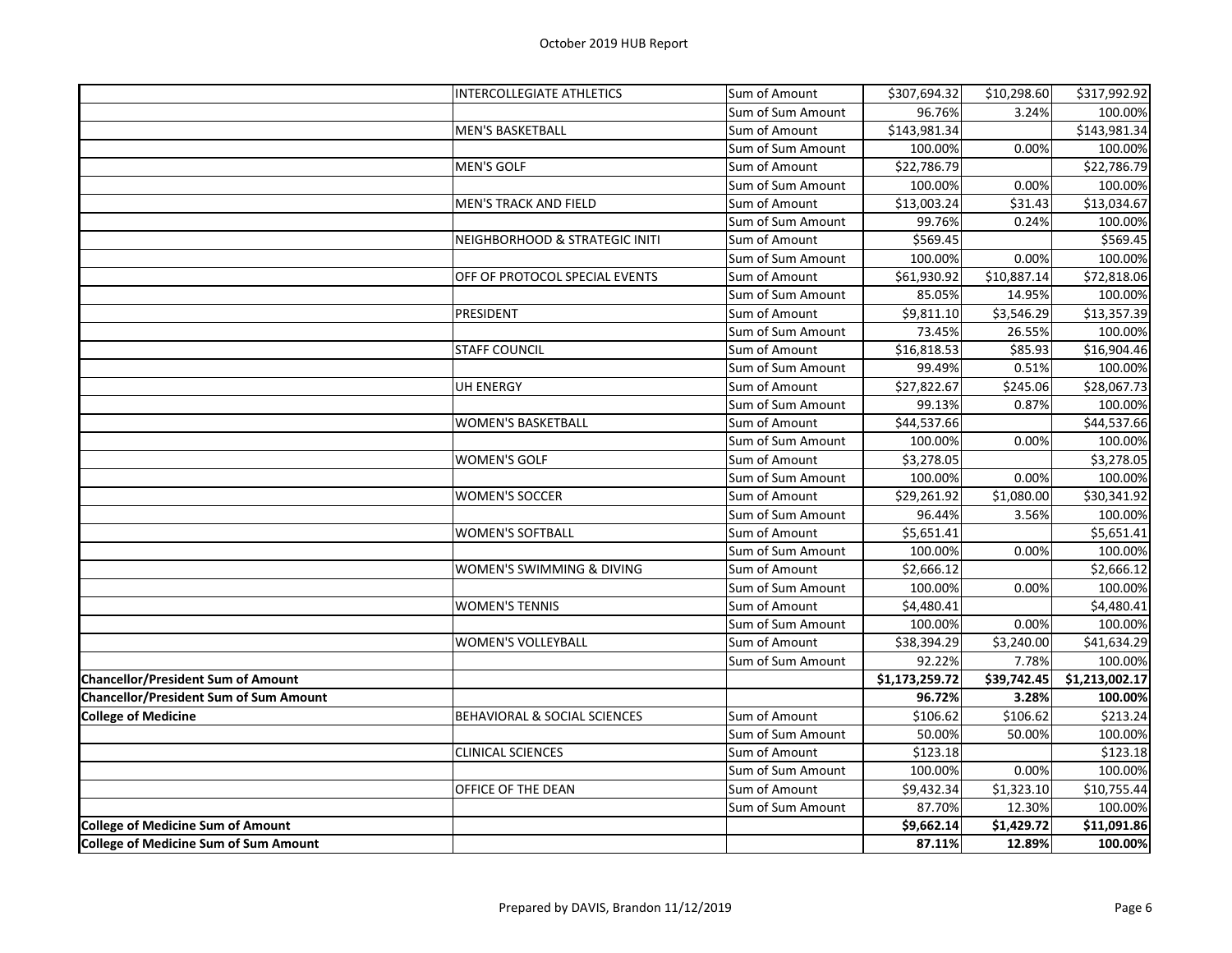October 2019 HUB Report

| | | | | | |
|---|---|---|---|---|---|
| | INTERCOLLEGIATE ATHLETICS | Sum of Amount | $307,694.32 | $10,298.60 | $317,992.92 |
| | | Sum of Sum Amount | 96.76% | 3.24% | 100.00% |
| | MEN'S BASKETBALL | Sum of Amount | $143,981.34 | | $143,981.34 |
| | | Sum of Sum Amount | 100.00% | 0.00% | 100.00% |
| | MEN'S GOLF | Sum of Amount | $22,786.79 | | $22,786.79 |
| | | Sum of Sum Amount | 100.00% | 0.00% | 100.00% |
| | MEN'S TRACK AND FIELD | Sum of Amount | $13,003.24 | $31.43 | $13,034.67 |
| | | Sum of Sum Amount | 99.76% | 0.24% | 100.00% |
| | NEIGHBORHOOD & STRATEGIC INITI | Sum of Amount | $569.45 | | $569.45 |
| | | Sum of Sum Amount | 100.00% | 0.00% | 100.00% |
| | OFF OF PROTOCOL SPECIAL EVENTS | Sum of Amount | $61,930.92 | $10,887.14 | $72,818.06 |
| | | Sum of Sum Amount | 85.05% | 14.95% | 100.00% |
| | PRESIDENT | Sum of Amount | $9,811.10 | $3,546.29 | $13,357.39 |
| | | Sum of Sum Amount | 73.45% | 26.55% | 100.00% |
| | STAFF COUNCIL | Sum of Amount | $16,818.53 | $85.93 | $16,904.46 |
| | | Sum of Sum Amount | 99.49% | 0.51% | 100.00% |
| | UH ENERGY | Sum of Amount | $27,822.67 | $245.06 | $28,067.73 |
| | | Sum of Sum Amount | 99.13% | 0.87% | 100.00% |
| | WOMEN'S BASKETBALL | Sum of Amount | $44,537.66 | | $44,537.66 |
| | | Sum of Sum Amount | 100.00% | 0.00% | 100.00% |
| | WOMEN'S GOLF | Sum of Amount | $3,278.05 | | $3,278.05 |
| | | Sum of Sum Amount | 100.00% | 0.00% | 100.00% |
| | WOMEN'S SOCCER | Sum of Amount | $29,261.92 | $1,080.00 | $30,341.92 |
| | | Sum of Sum Amount | 96.44% | 3.56% | 100.00% |
| | WOMEN'S SOFTBALL | Sum of Amount | $5,651.41 | | $5,651.41 |
| | | Sum of Sum Amount | 100.00% | 0.00% | 100.00% |
| | WOMEN'S SWIMMING & DIVING | Sum of Amount | $2,666.12 | | $2,666.12 |
| | | Sum of Sum Amount | 100.00% | 0.00% | 100.00% |
| | WOMEN'S TENNIS | Sum of Amount | $4,480.41 | | $4,480.41 |
| | | Sum of Sum Amount | 100.00% | 0.00% | 100.00% |
| | WOMEN'S VOLLEYBALL | Sum of Amount | $38,394.29 | $3,240.00 | $41,634.29 |
| | | Sum of Sum Amount | 92.22% | 7.78% | 100.00% |
| **Chancellor/President Sum of Amount** | | | **$1,173,259.72** | **$39,742.45** | **$1,213,002.17** |
| **Chancellor/President Sum of Sum Amount** | | | **96.72%** | **3.28%** | **100.00%** |
| **College of Medicine** | BEHAVIORAL & SOCIAL SCIENCES | Sum of Amount | $106.62 | $106.62 | $213.24 |
| | | Sum of Sum Amount | 50.00% | 50.00% | 100.00% |
| | CLINICAL SCIENCES | Sum of Amount | $123.18 | | $123.18 |
| | | Sum of Sum Amount | 100.00% | 0.00% | 100.00% |
| | OFFICE OF THE DEAN | Sum of Amount | $9,432.34 | $1,323.10 | $10,755.44 |
| | | Sum of Sum Amount | 87.70% | 12.30% | 100.00% |
| **College of Medicine Sum of Amount** | | | **$9,662.14** | **$1,429.72** | **$11,091.86** |
| **College of Medicine Sum of Sum Amount** | | | **87.11%** | **12.89%** | **100.00%** |

Prepared by DAVIS, Brandon 11/12/2019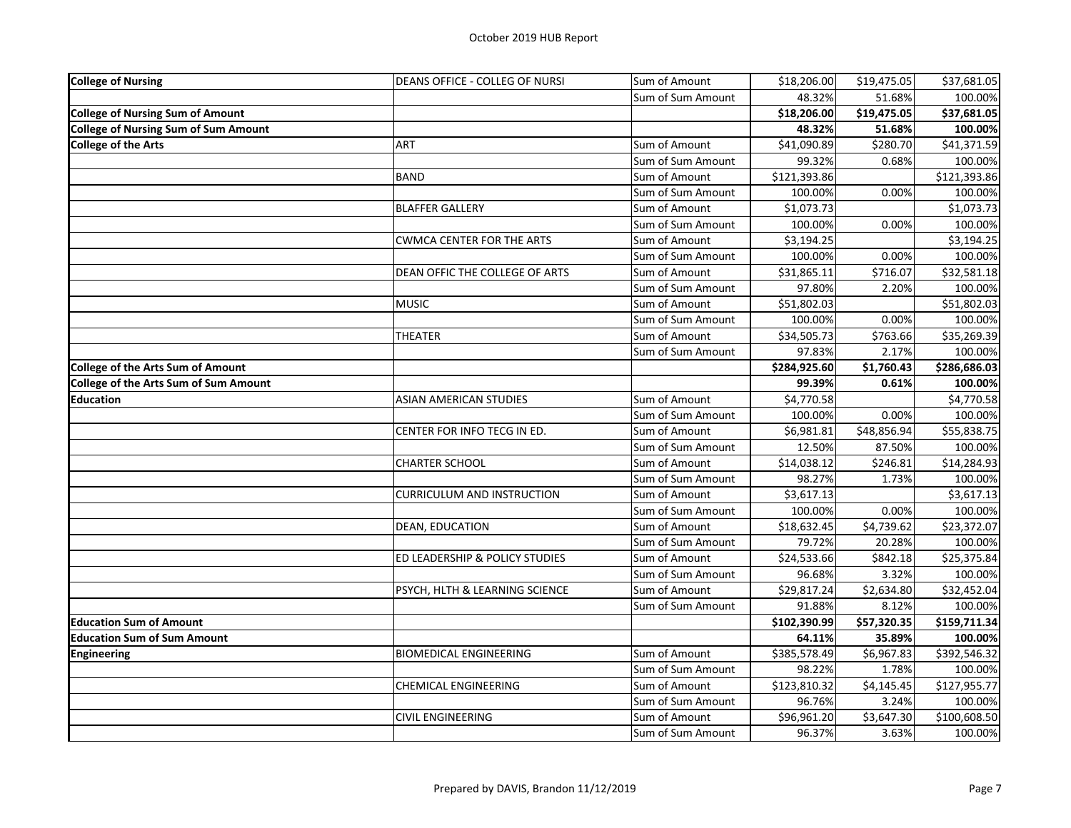| | | | | | |
|---|---|---|---|---|---|
| **College of Nursing** | DEANS OFFICE - COLLEG OF NURSI | Sum of Amount | $18,206.00 | $19,475.05 | $37,681.05 |
| | | Sum of Sum Amount | 48.32% | 51.68% | 100.00% |
| **College of Nursing Sum of Amount** | | | **$18,206.00** | **$19,475.05** | **$37,681.05** |
| **College of Nursing Sum of Sum Amount** | | | **48.32%** | **51.68%** | **100.00%** |
| **College of the Arts** | ART | Sum of Amount | $41,090.89 | $280.70 | $41,371.59 |
| | | Sum of Sum Amount | 99.32% | 0.68% | 100.00% |
| | BAND | Sum of Amount | $121,393.86 | | $121,393.86 |
| | | Sum of Sum Amount | 100.00% | 0.00% | 100.00% |
| | BLAFFER GALLERY | Sum of Amount | $1,073.73 | | $1,073.73 |
| | | Sum of Sum Amount | 100.00% | 0.00% | 100.00% |
| | CWMCA CENTER FOR THE ARTS | Sum of Amount | $3,194.25 | | $3,194.25 |
| | | Sum of Sum Amount | 100.00% | 0.00% | 100.00% |
| | DEAN OFFIC THE COLLEGE OF ARTS | Sum of Amount | $31,865.11 | $716.07 | $32,581.18 |
| | | Sum of Sum Amount | 97.80% | 2.20% | 100.00% |
| | MUSIC | Sum of Amount | $51,802.03 | | $51,802.03 |
| | | Sum of Sum Amount | 100.00% | 0.00% | 100.00% |
| | THEATER | Sum of Amount | $34,505.73 | $763.66 | $35,269.39 |
| | | Sum of Sum Amount | 97.83% | 2.17% | 100.00% |
| **College of the Arts Sum of Amount** | | | **$284,925.60** | **$1,760.43** | **$286,686.03** |
| **College of the Arts Sum of Sum Amount** | | | **99.39%** | **0.61%** | **100.00%** |
| **Education** | ASIAN AMERICAN STUDIES | Sum of Amount | $4,770.58 | | $4,770.58 |
| | | Sum of Sum Amount | 100.00% | 0.00% | 100.00% |
| | CENTER FOR INFO TECG IN ED. | Sum of Amount | $6,981.81 | $48,856.94 | $55,838.75 |
| | | Sum of Sum Amount | 12.50% | 87.50% | 100.00% |
| | CHARTER SCHOOL | Sum of Amount | $14,038.12 | $246.81 | $14,284.93 |
| | | Sum of Sum Amount | 98.27% | 1.73% | 100.00% |
| | CURRICULUM AND INSTRUCTION | Sum of Amount | $3,617.13 | | $3,617.13 |
| | | Sum of Sum Amount | 100.00% | 0.00% | 100.00% |
| | DEAN, EDUCATION | Sum of Amount | $18,632.45 | $4,739.62 | $23,372.07 |
| | | Sum of Sum Amount | 79.72% | 20.28% | 100.00% |
| | ED LEADERSHIP & POLICY STUDIES | Sum of Amount | $24,533.66 | $842.18 | $25,375.84 |
| | | Sum of Sum Amount | 96.68% | 3.32% | 100.00% |
| | PSYCH, HLTH & LEARNING SCIENCE | Sum of Amount | $29,817.24 | $2,634.80 | $32,452.04 |
| | | Sum of Sum Amount | 91.88% | 8.12% | 100.00% |
| **Education Sum of Amount** | | | **$102,390.99** | **$57,320.35** | **$159,711.34** |
| **Education Sum of Sum Amount** | | | **64.11%** | **35.89%** | **100.00%** |
| **Engineering** | BIOMEDICAL ENGINEERING | Sum of Amount | $385,578.49 | $6,967.83 | $392,546.32 |
| | | Sum of Sum Amount | 98.22% | 1.78% | 100.00% |
| | CHEMICAL ENGINEERING | Sum of Amount | $123,810.32 | $4,145.45 | $127,955.77 |
| | | Sum of Sum Amount | 96.76% | 3.24% | 100.00% |
| | CIVIL ENGINEERING | Sum of Amount | $96,961.20 | $3,647.30 | $100,608.50 |
| | | Sum of Sum Amount | 96.37% | 3.63% | 100.00% |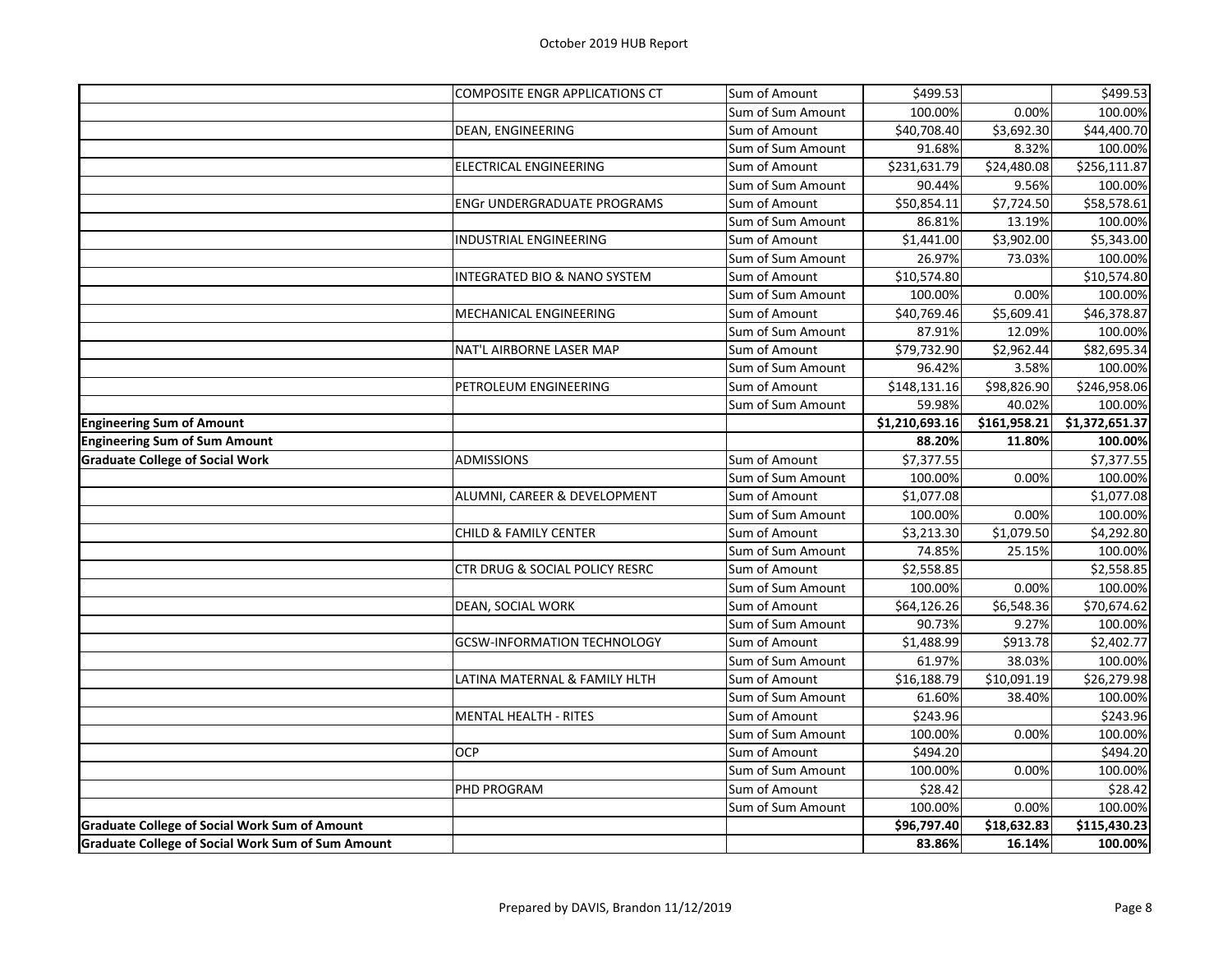| | | | | | |
|---|---|---|---|---|---|
| | COMPOSITE ENGR APPLICATIONS CT | Sum of Amount | $499.53 | | $499.53 |
| | | Sum of Sum Amount | 100.00% | 0.00% | 100.00% |
| | DEAN, ENGINEERING | Sum of Amount | $40,708.40 | $3,692.30 | $44,400.70 |
| | | Sum of Sum Amount | 91.68% | 8.32% | 100.00% |
| | ELECTRICAL ENGINEERING | Sum of Amount | $231,631.79 | $24,480.08 | $256,111.87 |
| | | Sum of Sum Amount | 90.44% | 9.56% | 100.00% |
| | ENGr UNDERGRADUATE PROGRAMS | Sum of Amount | $50,854.11 | $7,724.50 | $58,578.61 |
| | | Sum of Sum Amount | 86.81% | 13.19% | 100.00% |
| | INDUSTRIAL ENGINEERING | Sum of Amount | $1,441.00 | $3,902.00 | $5,343.00 |
| | | Sum of Sum Amount | 26.97% | 73.03% | 100.00% |
| | INTEGRATED BIO & NANO SYSTEM | Sum of Amount | $10,574.80 | | $10,574.80 |
| | | Sum of Sum Amount | 100.00% | 0.00% | 100.00% |
| | MECHANICAL ENGINEERING | Sum of Amount | $40,769.46 | $5,609.41 | $46,378.87 |
| | | Sum of Sum Amount | 87.91% | 12.09% | 100.00% |
| | NAT'L AIRBORNE LASER MAP | Sum of Amount | $79,732.90 | $2,962.44 | $82,695.34 |
| | | Sum of Sum Amount | 96.42% | 3.58% | 100.00% |
| | PETROLEUM ENGINEERING | Sum of Amount | $148,131.16 | $98,826.90 | $246,958.06 |
| | | Sum of Sum Amount | 59.98% | 40.02% | 100.00% |
| **Engineering Sum of Amount** | | | **$1,210,693.16** | **$161,958.21** | **$1,372,651.37** |
| **Engineering Sum of Sum Amount** | | | **88.20%** | **11.80%** | **100.00%** |
| **Graduate College of Social Work** | ADMISSIONS | Sum of Amount | $7,377.55 | | $7,377.55 |
| | | Sum of Sum Amount | 100.00% | 0.00% | 100.00% |
| | ALUMNI, CAREER & DEVELOPMENT | Sum of Amount | $1,077.08 | | $1,077.08 |
| | | Sum of Sum Amount | 100.00% | 0.00% | 100.00% |
| | CHILD & FAMILY CENTER | Sum of Amount | $3,213.30 | $1,079.50 | $4,292.80 |
| | | Sum of Sum Amount | 74.85% | 25.15% | 100.00% |
| | CTR DRUG & SOCIAL POLICY RESRC | Sum of Amount | $2,558.85 | | $2,558.85 |
| | | Sum of Sum Amount | 100.00% | 0.00% | 100.00% |
| | DEAN, SOCIAL WORK | Sum of Amount | $64,126.26 | $6,548.36 | $70,674.62 |
| | | Sum of Sum Amount | 90.73% | 9.27% | 100.00% |
| | GCSW-INFORMATION TECHNOLOGY | Sum of Amount | $1,488.99 | $913.78 | $2,402.77 |
| | | Sum of Sum Amount | 61.97% | 38.03% | 100.00% |
| | LATINA MATERNAL & FAMILY HLTH | Sum of Amount | $16,188.79 | $10,091.19 | $26,279.98 |
| | | Sum of Sum Amount | 61.60% | 38.40% | 100.00% |
| | MENTAL HEALTH - RITES | Sum of Amount | $243.96 | | $243.96 |
| | | Sum of Sum Amount | 100.00% | 0.00% | 100.00% |
| | OCP | Sum of Amount | $494.20 | | $494.20 |
| | | Sum of Sum Amount | 100.00% | 0.00% | 100.00% |
| | PHD PROGRAM | Sum of Amount | $28.42 | | $28.42 |
| | | Sum of Sum Amount | 100.00% | 0.00% | 100.00% |
| **Graduate College of Social Work Sum of Amount** | | | **$96,797.40** | **$18,632.83** | **$115,430.23** |
| **Graduate College of Social Work Sum of Sum Amount** | | | **83.86%** | **16.14%** | **100.00%** |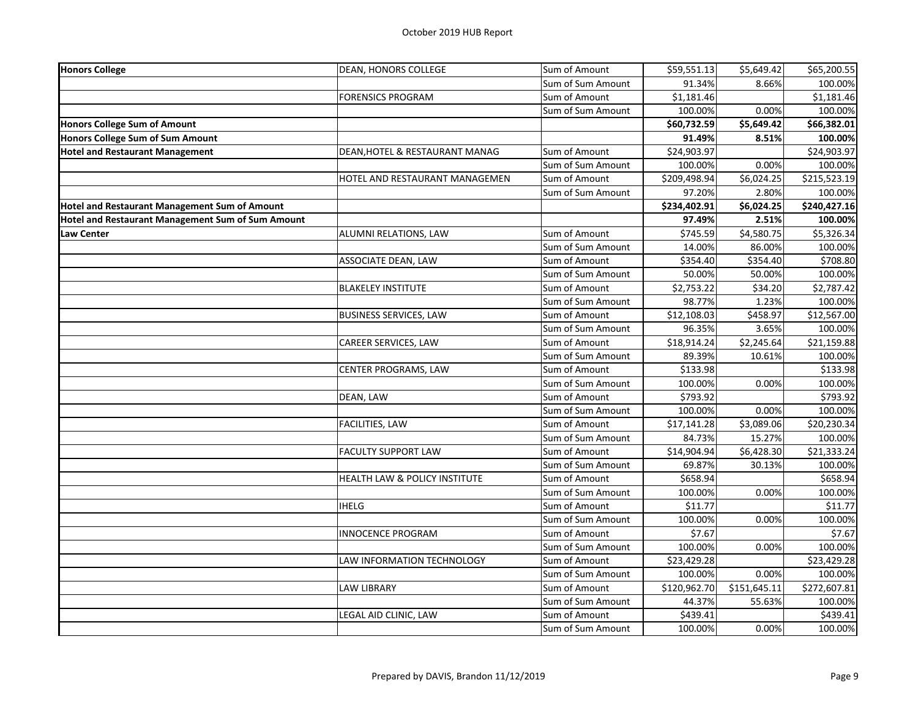| | | | | | |
|---|---|---|---|---|---|
| **Honors College** | DEAN, HONORS COLLEGE | Sum of Amount | $59,551.13 | $5,649.42 | $65,200.55 |
| | | Sum of Sum Amount | 91.34% | 8.66% | 100.00% |
| | FORENSICS PROGRAM | Sum of Amount | $1,181.46 | | $1,181.46 |
| | | Sum of Sum Amount | 100.00% | 0.00% | 100.00% |
| **Honors College Sum of Amount** | | | **$60,732.59** | **$5,649.42** | **$66,382.01** |
| **Honors College Sum of Sum Amount** | | | **91.49%** | **8.51%** | **100.00%** |
| **Hotel and Restaurant Management** | DEAN,HOTEL & RESTAURANT MANAG | Sum of Amount | $24,903.97 | | $24,903.97 |
| | | Sum of Sum Amount | 100.00% | 0.00% | 100.00% |
| | HOTEL AND RESTAURANT MANAGEMEN | Sum of Amount | $209,498.94 | $6,024.25 | $215,523.19 |
| | | Sum of Sum Amount | 97.20% | 2.80% | 100.00% |
| **Hotel and Restaurant Management Sum of Amount** | | | **$234,402.91** | **$6,024.25** | **$240,427.16** |
| **Hotel and Restaurant Management Sum of Sum Amount** | | | **97.49%** | **2.51%** | **100.00%** |
| **Law Center** | ALUMNI RELATIONS, LAW | Sum of Amount | $745.59 | $4,580.75 | $5,326.34 |
| | | Sum of Sum Amount | 14.00% | 86.00% | 100.00% |
| | ASSOCIATE DEAN, LAW | Sum of Amount | $354.40 | $354.40 | $708.80 |
| | | Sum of Sum Amount | 50.00% | 50.00% | 100.00% |
| | BLAKELEY INSTITUTE | Sum of Amount | $2,753.22 | $34.20 | $2,787.42 |
| | | Sum of Sum Amount | 98.77% | 1.23% | 100.00% |
| | BUSINESS SERVICES, LAW | Sum of Amount | $12,108.03 | $458.97 | $12,567.00 |
| | | Sum of Sum Amount | 96.35% | 3.65% | 100.00% |
| | CAREER SERVICES, LAW | Sum of Amount | $18,914.24 | $2,245.64 | $21,159.88 |
| | | Sum of Sum Amount | 89.39% | 10.61% | 100.00% |
| | CENTER PROGRAMS, LAW | Sum of Amount | $133.98 | | $133.98 |
| | | Sum of Sum Amount | 100.00% | 0.00% | 100.00% |
| | DEAN, LAW | Sum of Amount | $793.92 | | $793.92 |
| | | Sum of Sum Amount | 100.00% | 0.00% | 100.00% |
| | FACILITIES, LAW | Sum of Amount | $17,141.28 | $3,089.06 | $20,230.34 |
| | | Sum of Sum Amount | 84.73% | 15.27% | 100.00% |
| | FACULTY SUPPORT LAW | Sum of Amount | $14,904.94 | $6,428.30 | $21,333.24 |
| | | Sum of Sum Amount | 69.87% | 30.13% | 100.00% |
| | HEALTH LAW & POLICY INSTITUTE | Sum of Amount | $658.94 | | $658.94 |
| | | Sum of Sum Amount | 100.00% | 0.00% | 100.00% |
| | IHELG | Sum of Amount | $11.77 | | $11.77 |
| | | Sum of Sum Amount | 100.00% | 0.00% | 100.00% |
| | INNOCENCE PROGRAM | Sum of Amount | $7.67 | | $7.67 |
| | | Sum of Sum Amount | 100.00% | 0.00% | 100.00% |
| | LAW INFORMATION TECHNOLOGY | Sum of Amount | $23,429.28 | | $23,429.28 |
| | | Sum of Sum Amount | 100.00% | 0.00% | 100.00% |
| | LAW LIBRARY | Sum of Amount | $120,962.70 | $151,645.11 | $272,607.81 |
| | | Sum of Sum Amount | 44.37% | 55.63% | 100.00% |
| | LEGAL AID CLINIC, LAW | Sum of Amount | $439.41 | | $439.41 |
| | | Sum of Sum Amount | 100.00% | 0.00% | 100.00% |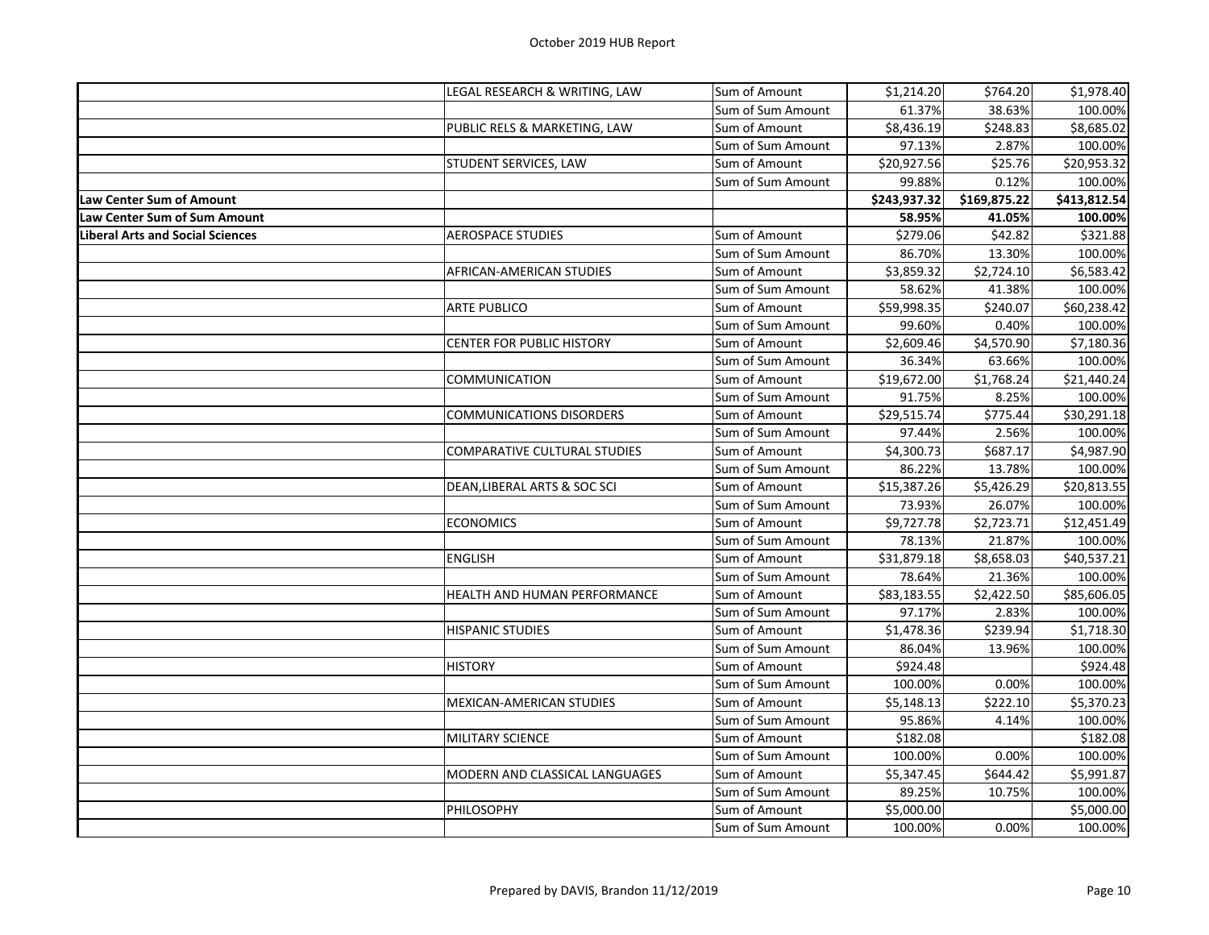| | | | | | |
|---|---|---|---|---|---|
| | LEGAL RESEARCH & WRITING, LAW | Sum of Amount | $1,214.20 | $764.20 | $1,978.40 |
| | | Sum of Sum Amount | 61.37% | 38.63% | 100.00% |
| | PUBLIC RELS & MARKETING, LAW | Sum of Amount | $8,436.19 | $248.83 | $8,685.02 |
| | | Sum of Sum Amount | 97.13% | 2.87% | 100.00% |
| | STUDENT SERVICES, LAW | Sum of Amount | $20,927.56 | $25.76 | $20,953.32 |
| | | Sum of Sum Amount | 99.88% | 0.12% | 100.00% |
| **Law Center Sum of Amount** | | | **$243,937.32** | **$169,875.22** | **$413,812.54** |
| **Law Center Sum of Sum Amount** | | | **58.95%** | **41.05%** | **100.00%** |
| **Liberal Arts and Social Sciences** | AEROSPACE STUDIES | Sum of Amount | $279.06 | $42.82 | $321.88 |
| | | Sum of Sum Amount | 86.70% | 13.30% | 100.00% |
| | AFRICAN-AMERICAN STUDIES | Sum of Amount | $3,859.32 | $2,724.10 | $6,583.42 |
| | | Sum of Sum Amount | 58.62% | 41.38% | 100.00% |
| | ARTE PUBLICO | Sum of Amount | $59,998.35 | $240.07 | $60,238.42 |
| | | Sum of Sum Amount | 99.60% | 0.40% | 100.00% |
| | CENTER FOR PUBLIC HISTORY | Sum of Amount | $2,609.46 | $4,570.90 | $7,180.36 |
| | | Sum of Sum Amount | 36.34% | 63.66% | 100.00% |
| | COMMUNICATION | Sum of Amount | $19,672.00 | $1,768.24 | $21,440.24 |
| | | Sum of Sum Amount | 91.75% | 8.25% | 100.00% |
| | COMMUNICATIONS DISORDERS | Sum of Amount | $29,515.74 | $775.44 | $30,291.18 |
| | | Sum of Sum Amount | 97.44% | 2.56% | 100.00% |
| | COMPARATIVE CULTURAL STUDIES | Sum of Amount | $4,300.73 | $687.17 | $4,987.90 |
| | | Sum of Sum Amount | 86.22% | 13.78% | 100.00% |
| | DEAN,LIBERAL ARTS & SOC SCI | Sum of Amount | $15,387.26 | $5,426.29 | $20,813.55 |
| | | Sum of Sum Amount | 73.93% | 26.07% | 100.00% |
| | ECONOMICS | Sum of Amount | $9,727.78 | $2,723.71 | $12,451.49 |
| | | Sum of Sum Amount | 78.13% | 21.87% | 100.00% |
| | ENGLISH | Sum of Amount | $31,879.18 | $8,658.03 | $40,537.21 |
| | | Sum of Sum Amount | 78.64% | 21.36% | 100.00% |
| | HEALTH AND HUMAN PERFORMANCE | Sum of Amount | $83,183.55 | $2,422.50 | $85,606.05 |
| | | Sum of Sum Amount | 97.17% | 2.83% | 100.00% |
| | HISPANIC STUDIES | Sum of Amount | $1,478.36 | $239.94 | $1,718.30 |
| | | Sum of Sum Amount | 86.04% | 13.96% | 100.00% |
| | HISTORY | Sum of Amount | $924.48 | | $924.48 |
| | | Sum of Sum Amount | 100.00% | 0.00% | 100.00% |
| | MEXICAN-AMERICAN STUDIES | Sum of Amount | $5,148.13 | $222.10 | $5,370.23 |
| | | Sum of Sum Amount | 95.86% | 4.14% | 100.00% |
| | MILITARY SCIENCE | Sum of Amount | $182.08 | | $182.08 |
| | | Sum of Sum Amount | 100.00% | 0.00% | 100.00% |
| | MODERN AND CLASSICAL LANGUAGES | Sum of Amount | $5,347.45 | $644.42 | $5,991.87 |
| | | Sum of Sum Amount | 89.25% | 10.75% | 100.00% |
| | PHILOSOPHY | Sum of Amount | $5,000.00 | | $5,000.00 |
| | | Sum of Sum Amount | 100.00% | 0.00% | 100.00% |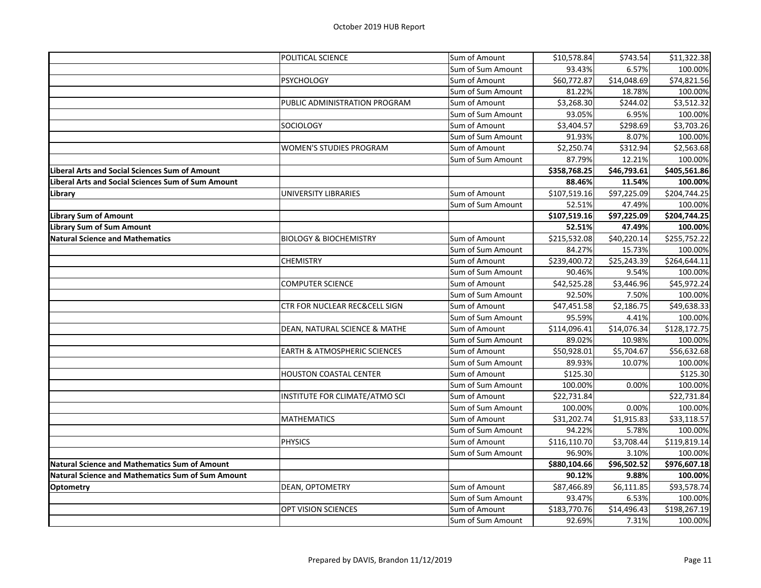October 2019 HUB Report

| | | | | | |
|---|---|---|---|---|---|
| | POLITICAL SCIENCE | Sum of Amount | $10,578.84 | $743.54 | $11,322.38 |
| | | Sum of Sum Amount | 93.43% | 6.57% | 100.00% |
| | PSYCHOLOGY | Sum of Amount | $60,772.87 | $14,048.69 | $74,821.56 |
| | | Sum of Sum Amount | 81.22% | 18.78% | 100.00% |
| | PUBLIC ADMINISTRATION PROGRAM | Sum of Amount | $3,268.30 | $244.02 | $3,512.32 |
| | | Sum of Sum Amount | 93.05% | 6.95% | 100.00% |
| | SOCIOLOGY | Sum of Amount | $3,404.57 | $298.69 | $3,703.26 |
| | | Sum of Sum Amount | 91.93% | 8.07% | 100.00% |
| | WOMEN'S STUDIES PROGRAM | Sum of Amount | $2,250.74 | $312.94 | $2,563.68 |
| | | Sum of Sum Amount | 87.79% | 12.21% | 100.00% |
| **Liberal Arts and Social Sciences Sum of Amount** | | | **$358,768.25** | **$46,793.61** | **$405,561.86** |
| **Liberal Arts and Social Sciences Sum of Sum Amount** | | | **88.46%** | **11.54%** | **100.00%** |
| **Library** | UNIVERSITY LIBRARIES | Sum of Amount | $107,519.16 | $97,225.09 | $204,744.25 |
| | | Sum of Sum Amount | 52.51% | 47.49% | 100.00% |
| **Library Sum of Amount** | | | **$107,519.16** | **$97,225.09** | **$204,744.25** |
| **Library Sum of Sum Amount** | | | **52.51%** | **47.49%** | **100.00%** |
| **Natural Science and Mathematics** | BIOLOGY & BIOCHEMISTRY | Sum of Amount | $215,532.08 | $40,220.14 | $255,752.22 |
| | | Sum of Sum Amount | 84.27% | 15.73% | 100.00% |
| | CHEMISTRY | Sum of Amount | $239,400.72 | $25,243.39 | $264,644.11 |
| | | Sum of Sum Amount | 90.46% | 9.54% | 100.00% |
| | COMPUTER SCIENCE | Sum of Amount | $42,525.28 | $3,446.96 | $45,972.24 |
| | | Sum of Sum Amount | 92.50% | 7.50% | 100.00% |
| | CTR FOR NUCLEAR REC&CELL SIGN | Sum of Amount | $47,451.58 | $2,186.75 | $49,638.33 |
| | | Sum of Sum Amount | 95.59% | 4.41% | 100.00% |
| | DEAN, NATURAL SCIENCE & MATHE | Sum of Amount | $114,096.41 | $14,076.34 | $128,172.75 |
| | | Sum of Sum Amount | 89.02% | 10.98% | 100.00% |
| | EARTH & ATMOSPHERIC SCIENCES | Sum of Amount | $50,928.01 | $5,704.67 | $56,632.68 |
| | | Sum of Sum Amount | 89.93% | 10.07% | 100.00% |
| | HOUSTON COASTAL CENTER | Sum of Amount | $125.30 | | $125.30 |
| | | Sum of Sum Amount | 100.00% | 0.00% | 100.00% |
| | INSTITUTE FOR CLIMATE/ATMO SCI | Sum of Amount | $22,731.84 | | $22,731.84 |
| | | Sum of Sum Amount | 100.00% | 0.00% | 100.00% |
| | MATHEMATICS | Sum of Amount | $31,202.74 | $1,915.83 | $33,118.57 |
| | | Sum of Sum Amount | 94.22% | 5.78% | 100.00% |
| | PHYSICS | Sum of Amount | $116,110.70 | $3,708.44 | $119,819.14 |
| | | Sum of Sum Amount | 96.90% | 3.10% | 100.00% |
| **Natural Science and Mathematics Sum of Amount** | | | **$880,104.66** | **$96,502.52** | **$976,607.18** |
| **Natural Science and Mathematics Sum of Sum Amount** | | | **90.12%** | **9.88%** | **100.00%** |
| **Optometry** | DEAN, OPTOMETRY | Sum of Amount | $87,466.89 | $6,111.85 | $93,578.74 |
| | | Sum of Sum Amount | 93.47% | 6.53% | 100.00% |
| | OPT VISION SCIENCES | Sum of Amount | $183,770.76 | $14,496.43 | $198,267.19 |
| | | Sum of Sum Amount | 92.69% | 7.31% | 100.00% |

Prepared by DAVIS, Brandon 11/12/2019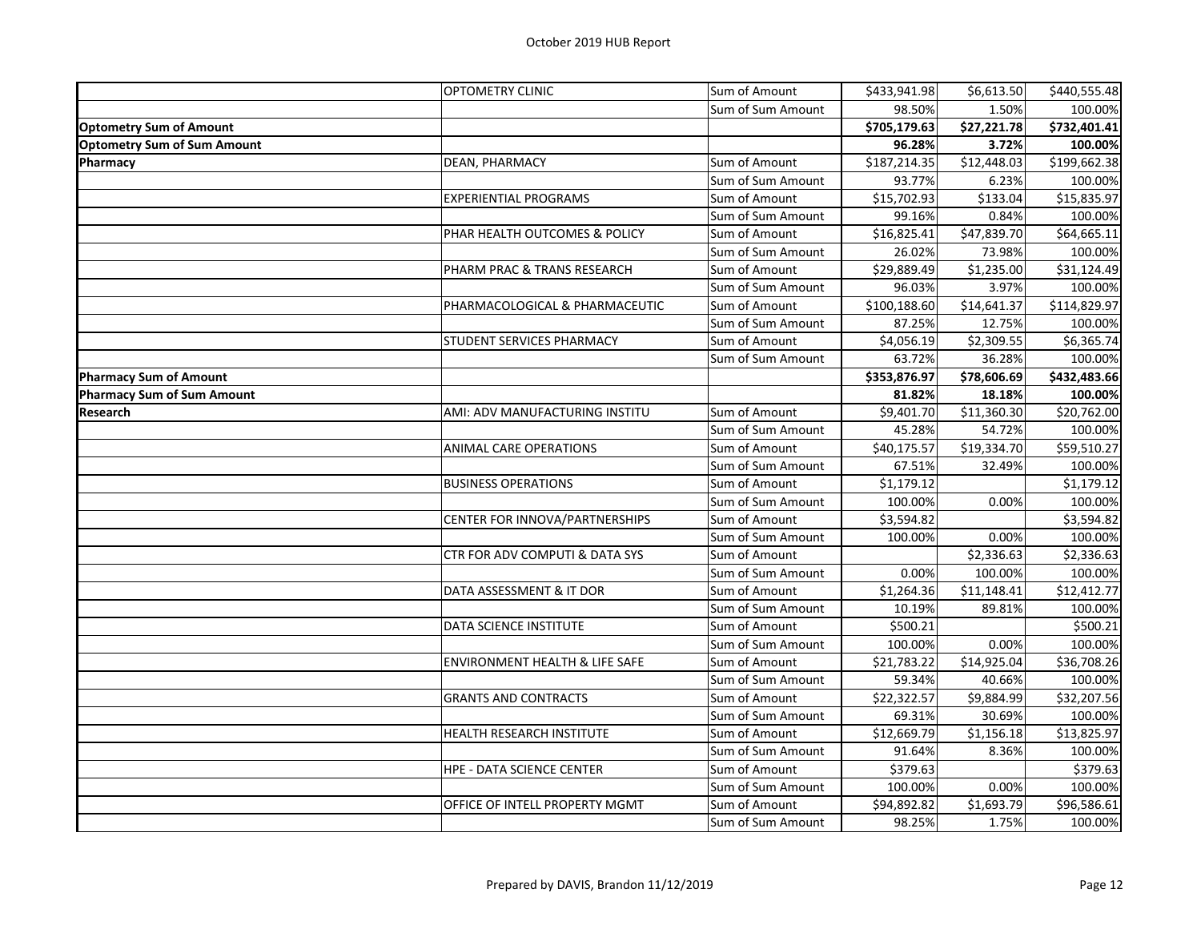# October 2019 HUB Report

| | | | | | |
|---|---|---|---|---|---|
| | OPTOMETRY CLINIC | Sum of Amount | $433,941.98 | $6,613.50 | $440,555.48 |
| | | Sum of Sum Amount | 98.50% | 1.50% | 100.00% |
| **Optometry Sum of Amount** | | | **$705,179.63** | **$27,221.78** | **$732,401.41** |
| **Optometry Sum of Sum Amount** | | | **96.28%** | **3.72%** | **100.00%** |
| **Pharmacy** | DEAN, PHARMACY | Sum of Amount | $187,214.35 | $12,448.03 | $199,662.38 |
| | | Sum of Sum Amount | 93.77% | 6.23% | 100.00% |
| | EXPERIENTIAL PROGRAMS | Sum of Amount | $15,702.93 | $133.04 | $15,835.97 |
| | | Sum of Sum Amount | 99.16% | 0.84% | 100.00% |
| | PHAR HEALTH OUTCOMES & POLICY | Sum of Amount | $16,825.41 | $47,839.70 | $64,665.11 |
| | | Sum of Sum Amount | 26.02% | 73.98% | 100.00% |
| | PHARM PRAC & TRANS RESEARCH | Sum of Amount | $29,889.49 | $1,235.00 | $31,124.49 |
| | | Sum of Sum Amount | 96.03% | 3.97% | 100.00% |
| | PHARMACOLOGICAL & PHARMACEUTIC | Sum of Amount | $100,188.60 | $14,641.37 | $114,829.97 |
| | | Sum of Sum Amount | 87.25% | 12.75% | 100.00% |
| | STUDENT SERVICES PHARMACY | Sum of Amount | $4,056.19 | $2,309.55 | $6,365.74 |
| | | Sum of Sum Amount | 63.72% | 36.28% | 100.00% |
| **Pharmacy Sum of Amount** | | | **$353,876.97** | **$78,606.69** | **$432,483.66** |
| **Pharmacy Sum of Sum Amount** | | | **81.82%** | **18.18%** | **100.00%** |
| **Research** | AMI: ADV MANUFACTURING INSTITU | Sum of Amount | $9,401.70 | $11,360.30 | $20,762.00 |
| | | Sum of Sum Amount | 45.28% | 54.72% | 100.00% |
| | ANIMAL CARE OPERATIONS | Sum of Amount | $40,175.57 | $19,334.70 | $59,510.27 |
| | | Sum of Sum Amount | 67.51% | 32.49% | 100.00% |
| | BUSINESS OPERATIONS | Sum of Amount | $1,179.12 | | $1,179.12 |
| | | Sum of Sum Amount | 100.00% | 0.00% | 100.00% |
| | CENTER FOR INNOVA/PARTNERSHIPS | Sum of Amount | $3,594.82 | | $3,594.82 |
| | | Sum of Sum Amount | 100.00% | 0.00% | 100.00% |
| | CTR FOR ADV COMPUTI & DATA SYS | Sum of Amount | | $2,336.63 | $2,336.63 |
| | | Sum of Sum Amount | 0.00% | 100.00% | 100.00% |
| | DATA ASSESSMENT & IT DOR | Sum of Amount | $1,264.36 | $11,148.41 | $12,412.77 |
| | | Sum of Sum Amount | 10.19% | 89.81% | 100.00% |
| | DATA SCIENCE INSTITUTE | Sum of Amount | $500.21 | | $500.21 |
| | | Sum of Sum Amount | 100.00% | 0.00% | 100.00% |
| | ENVIRONMENT HEALTH & LIFE SAFE | Sum of Amount | $21,783.22 | $14,925.04 | $36,708.26 |
| | | Sum of Sum Amount | 59.34% | 40.66% | 100.00% |
| | GRANTS AND CONTRACTS | Sum of Amount | $22,322.57 | $9,884.99 | $32,207.56 |
| | | Sum of Sum Amount | 69.31% | 30.69% | 100.00% |
| | HEALTH RESEARCH INSTITUTE | Sum of Amount | $12,669.79 | $1,156.18 | $13,825.97 |
| | | Sum of Sum Amount | 91.64% | 8.36% | 100.00% |
| | HPE - DATA SCIENCE CENTER | Sum of Amount | $379.63 | | $379.63 |
| | | Sum of Sum Amount | 100.00% | 0.00% | 100.00% |
| | OFFICE OF INTELL PROPERTY MGMT | Sum of Amount | $94,892.82 | $1,693.79 | $96,586.61 |
| | | Sum of Sum Amount | 98.25% | 1.75% | 100.00% |

Prepared by DAVIS, Brandon 11/12/2019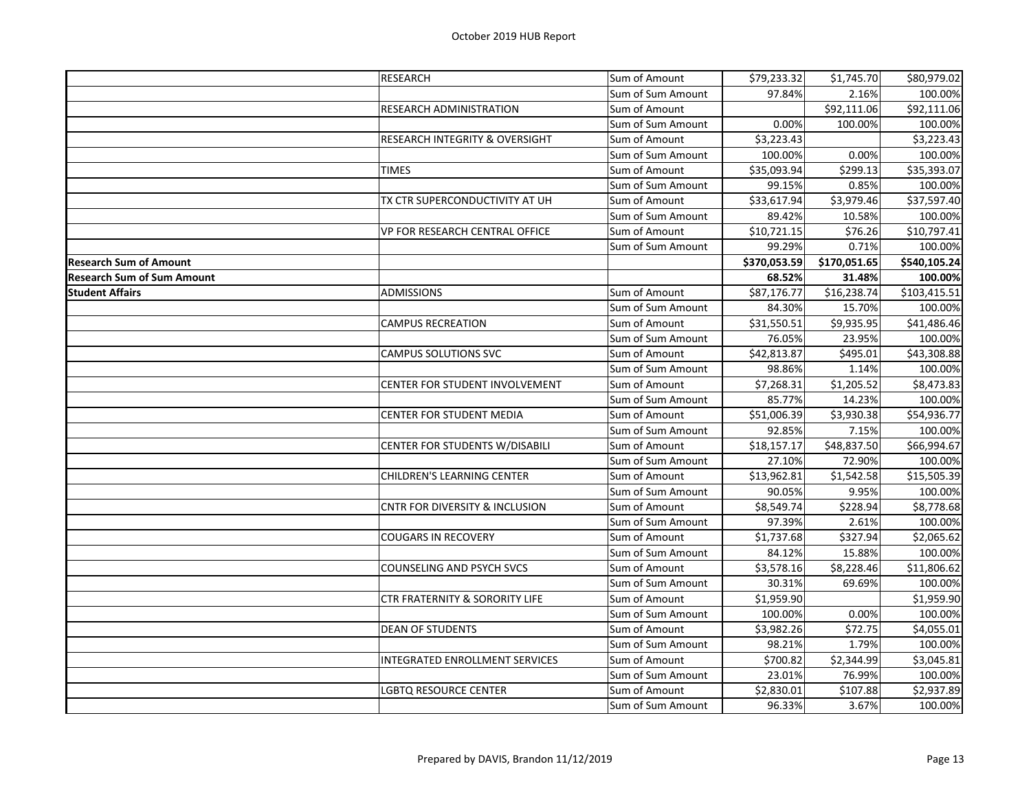October 2019 HUB Report

| | | | | | |
|---|---|---|---|---|---|
| | RESEARCH | Sum of Amount | $79,233.32 | $1,745.70 | $80,979.02 |
| | | Sum of Sum Amount | 97.84% | 2.16% | 100.00% |
| | RESEARCH ADMINISTRATION | Sum of Amount | | $92,111.06 | $92,111.06 |
| | | Sum of Sum Amount | 0.00% | 100.00% | 100.00% |
| | RESEARCH INTEGRITY & OVERSIGHT | Sum of Amount | $3,223.43 | | $3,223.43 |
| | | Sum of Sum Amount | 100.00% | 0.00% | 100.00% |
| | TIMES | Sum of Amount | $35,093.94 | $299.13 | $35,393.07 |
| | | Sum of Sum Amount | 99.15% | 0.85% | 100.00% |
| | TX CTR SUPERCONDUCTIVITY AT UH | Sum of Amount | $33,617.94 | $3,979.46 | $37,597.40 |
| | | Sum of Sum Amount | 89.42% | 10.58% | 100.00% |
| | VP FOR RESEARCH CENTRAL OFFICE | Sum of Amount | $10,721.15 | $76.26 | $10,797.41 |
| | | Sum of Sum Amount | 99.29% | 0.71% | 100.00% |
| **Research Sum of Amount** | | | **$370,053.59** | **$170,051.65** | **$540,105.24** |
| **Research Sum of Sum Amount** | | | **68.52%** | **31.48%** | **100.00%** |
| **Student Affairs** | ADMISSIONS | Sum of Amount | $87,176.77 | $16,238.74 | $103,415.51 |
| | | Sum of Sum Amount | 84.30% | 15.70% | 100.00% |
| | CAMPUS RECREATION | Sum of Amount | $31,550.51 | $9,935.95 | $41,486.46 |
| | | Sum of Sum Amount | 76.05% | 23.95% | 100.00% |
| | CAMPUS SOLUTIONS SVC | Sum of Amount | $42,813.87 | $495.01 | $43,308.88 |
| | | Sum of Sum Amount | 98.86% | 1.14% | 100.00% |
| | CENTER FOR STUDENT INVOLVEMENT | Sum of Amount | $7,268.31 | $1,205.52 | $8,473.83 |
| | | Sum of Sum Amount | 85.77% | 14.23% | 100.00% |
| | CENTER FOR STUDENT MEDIA | Sum of Amount | $51,006.39 | $3,930.38 | $54,936.77 |
| | | Sum of Sum Amount | 92.85% | 7.15% | 100.00% |
| | CENTER FOR STUDENTS W/DISABILI | Sum of Amount | $18,157.17 | $48,837.50 | $66,994.67 |
| | | Sum of Sum Amount | 27.10% | 72.90% | 100.00% |
| | CHILDREN'S LEARNING CENTER | Sum of Amount | $13,962.81 | $1,542.58 | $15,505.39 |
| | | Sum of Sum Amount | 90.05% | 9.95% | 100.00% |
| | CNTR FOR DIVERSITY & INCLUSION | Sum of Amount | $8,549.74 | $228.94 | $8,778.68 |
| | | Sum of Sum Amount | 97.39% | 2.61% | 100.00% |
| | COUGARS IN RECOVERY | Sum of Amount | $1,737.68 | $327.94 | $2,065.62 |
| | | Sum of Sum Amount | 84.12% | 15.88% | 100.00% |
| | COUNSELING AND PSYCH SVCS | Sum of Amount | $3,578.16 | $8,228.46 | $11,806.62 |
| | | Sum of Sum Amount | 30.31% | 69.69% | 100.00% |
| | CTR FRATERNITY & SORORITY LIFE | Sum of Amount | $1,959.90 | | $1,959.90 |
| | | Sum of Sum Amount | 100.00% | 0.00% | 100.00% |
| | DEAN OF STUDENTS | Sum of Amount | $3,982.26 | $72.75 | $4,055.01 |
| | | Sum of Sum Amount | 98.21% | 1.79% | 100.00% |
| | INTEGRATED ENROLLMENT SERVICES | Sum of Amount | $700.82 | $2,344.99 | $3,045.81 |
| | | Sum of Sum Amount | 23.01% | 76.99% | 100.00% |
| | LGBTQ RESOURCE CENTER | Sum of Amount | $2,830.01 | $107.88 | $2,937.89 |
| | | Sum of Sum Amount | 96.33% | 3.67% | 100.00% |

Prepared by DAVIS, Brandon 11/12/2019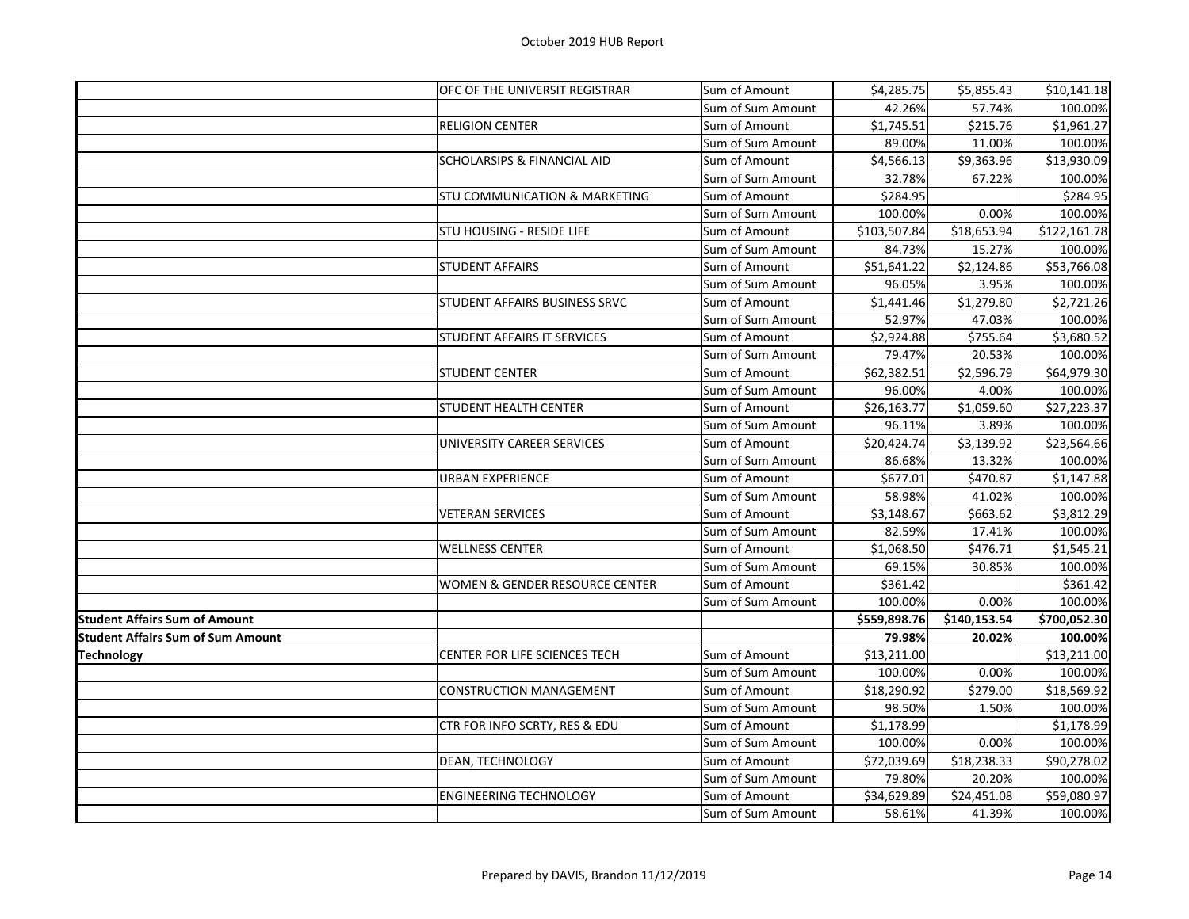| | | | | | |
|---|---|---|---|---|---|
| | OFC OF THE UNIVERSIT REGISTRAR | Sum of Amount | $4,285.75 | $5,855.43 | $10,141.18 |
| | | Sum of Sum Amount | 42.26% | 57.74% | 100.00% |
| | RELIGION CENTER | Sum of Amount | $1,745.51 | $215.76 | $1,961.27 |
| | | Sum of Sum Amount | 89.00% | 11.00% | 100.00% |
| | SCHOLARSIPS & FINANCIAL AID | Sum of Amount | $4,566.13 | $9,363.96 | $13,930.09 |
| | | Sum of Sum Amount | 32.78% | 67.22% | 100.00% |
| | STU COMMUNICATION & MARKETING | Sum of Amount | $284.95 | | $284.95 |
| | | Sum of Sum Amount | 100.00% | 0.00% | 100.00% |
| | STU HOUSING - RESIDE LIFE | Sum of Amount | $103,507.84 | $18,653.94 | $122,161.78 |
| | | Sum of Sum Amount | 84.73% | 15.27% | 100.00% |
| | STUDENT AFFAIRS | Sum of Amount | $51,641.22 | $2,124.86 | $53,766.08 |
| | | Sum of Sum Amount | 96.05% | 3.95% | 100.00% |
| | STUDENT AFFAIRS BUSINESS SRVC | Sum of Amount | $1,441.46 | $1,279.80 | $2,721.26 |
| | | Sum of Sum Amount | 52.97% | 47.03% | 100.00% |
| | STUDENT AFFAIRS IT SERVICES | Sum of Amount | $2,924.88 | $755.64 | $3,680.52 |
| | | Sum of Sum Amount | 79.47% | 20.53% | 100.00% |
| | STUDENT CENTER | Sum of Amount | $62,382.51 | $2,596.79 | $64,979.30 |
| | | Sum of Sum Amount | 96.00% | 4.00% | 100.00% |
| | STUDENT HEALTH CENTER | Sum of Amount | $26,163.77 | $1,059.60 | $27,223.37 |
| | | Sum of Sum Amount | 96.11% | 3.89% | 100.00% |
| | UNIVERSITY CAREER SERVICES | Sum of Amount | $20,424.74 | $3,139.92 | $23,564.66 |
| | | Sum of Sum Amount | 86.68% | 13.32% | 100.00% |
| | URBAN EXPERIENCE | Sum of Amount | $677.01 | $470.87 | $1,147.88 |
| | | Sum of Sum Amount | 58.98% | 41.02% | 100.00% |
| | VETERAN SERVICES | Sum of Amount | $3,148.67 | $663.62 | $3,812.29 |
| | | Sum of Sum Amount | 82.59% | 17.41% | 100.00% |
| | WELLNESS CENTER | Sum of Amount | $1,068.50 | $476.71 | $1,545.21 |
| | | Sum of Sum Amount | 69.15% | 30.85% | 100.00% |
| | WOMEN & GENDER RESOURCE CENTER | Sum of Amount | $361.42 | | $361.42 |
| | | Sum of Sum Amount | 100.00% | 0.00% | 100.00% |
| **Student Affairs Sum of Amount** | | | **$559,898.76** | **$140,153.54** | **$700,052.30** |
| **Student Affairs Sum of Sum Amount** | | | **79.98%** | **20.02%** | **100.00%** |
| **Technology** | CENTER FOR LIFE SCIENCES TECH | Sum of Amount | $13,211.00 | | $13,211.00 |
| | | Sum of Sum Amount | 100.00% | 0.00% | 100.00% |
| | CONSTRUCTION MANAGEMENT | Sum of Amount | $18,290.92 | $279.00 | $18,569.92 |
| | | Sum of Sum Amount | 98.50% | 1.50% | 100.00% |
| | CTR FOR INFO SCRTY, RES & EDU | Sum of Amount | $1,178.99 | | $1,178.99 |
| | | Sum of Sum Amount | 100.00% | 0.00% | 100.00% |
| | DEAN, TECHNOLOGY | Sum of Amount | $72,039.69 | $18,238.33 | $90,278.02 |
| | | Sum of Sum Amount | 79.80% | 20.20% | 100.00% |
| | ENGINEERING TECHNOLOGY | Sum of Amount | $34,629.89 | $24,451.08 | $59,080.97 |
| | | Sum of Sum Amount | 58.61% | 41.39% | 100.00% |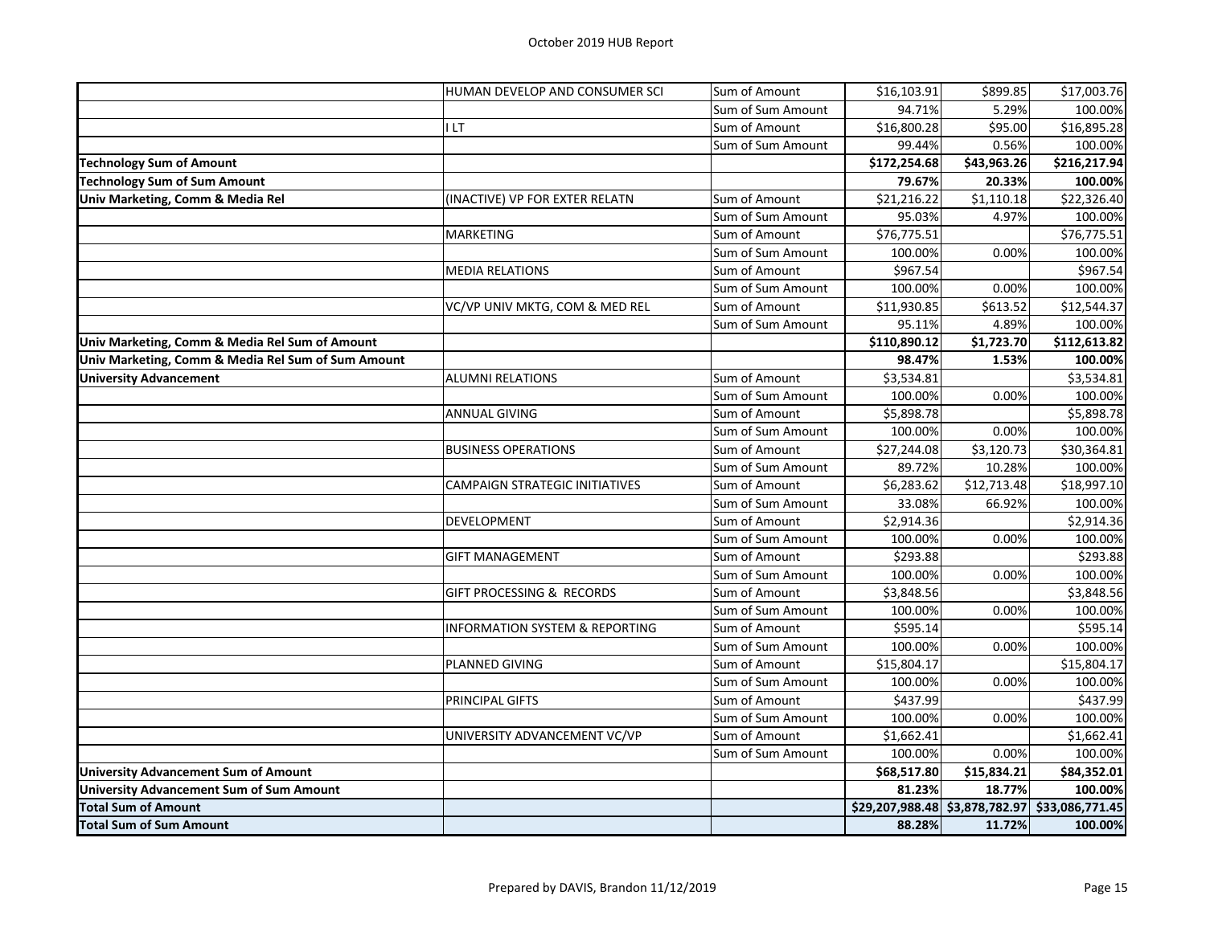| | | | | | |
|---|---|---|---|---|---|
| | HUMAN DEVELOP AND CONSUMER SCI | Sum of Amount | $16,103.91 | $899.85 | $17,003.76 |
| | | Sum of Sum Amount | 94.71% | 5.29% | 100.00% |
| | I LT | Sum of Amount | $16,800.28 | $95.00 | $16,895.28 |
| | | Sum of Sum Amount | 99.44% | 0.56% | 100.00% |
| **Technology Sum of Amount** | | | **$172,254.68** | **$43,963.26** | **$216,217.94** |
| **Technology Sum of Sum Amount** | | | **79.67%** | **20.33%** | **100.00%** |
| **Univ Marketing, Comm & Media Rel** | (INACTIVE) VP FOR EXTER RELATN | Sum of Amount | $21,216.22 | $1,110.18 | $22,326.40 |
| | | Sum of Sum Amount | 95.03% | 4.97% | 100.00% |
| | MARKETING | Sum of Amount | $76,775.51 | | $76,775.51 |
| | | Sum of Sum Amount | 100.00% | 0.00% | 100.00% |
| | MEDIA RELATIONS | Sum of Amount | $967.54 | | $967.54 |
| | | Sum of Sum Amount | 100.00% | 0.00% | 100.00% |
| | VC/VP UNIV MKTG, COM & MED REL | Sum of Amount | $11,930.85 | $613.52 | $12,544.37 |
| | | Sum of Sum Amount | 95.11% | 4.89% | 100.00% |
| **Univ Marketing, Comm & Media Rel Sum of Amount** | | | **$110,890.12** | **$1,723.70** | **$112,613.82** |
| **Univ Marketing, Comm & Media Rel Sum of Sum Amount** | | | **98.47%** | **1.53%** | **100.00%** |
| **University Advancement** | ALUMNI RELATIONS | Sum of Amount | $3,534.81 | | $3,534.81 |
| | | Sum of Sum Amount | 100.00% | 0.00% | 100.00% |
| | ANNUAL GIVING | Sum of Amount | $5,898.78 | | $5,898.78 |
| | | Sum of Sum Amount | 100.00% | 0.00% | 100.00% |
| | BUSINESS OPERATIONS | Sum of Amount | $27,244.08 | $3,120.73 | $30,364.81 |
| | | Sum of Sum Amount | 89.72% | 10.28% | 100.00% |
| | CAMPAIGN STRATEGIC INITIATIVES | Sum of Amount | $6,283.62 | $12,713.48 | $18,997.10 |
| | | Sum of Sum Amount | 33.08% | 66.92% | 100.00% |
| | DEVELOPMENT | Sum of Amount | $2,914.36 | | $2,914.36 |
| | | Sum of Sum Amount | 100.00% | 0.00% | 100.00% |
| | GIFT MANAGEMENT | Sum of Amount | $293.88 | | $293.88 |
| | | Sum of Sum Amount | 100.00% | 0.00% | 100.00% |
| | GIFT PROCESSING & RECORDS | Sum of Amount | $3,848.56 | | $3,848.56 |
| | | Sum of Sum Amount | 100.00% | 0.00% | 100.00% |
| | INFORMATION SYSTEM & REPORTING | Sum of Amount | $595.14 | | $595.14 |
| | | Sum of Sum Amount | 100.00% | 0.00% | 100.00% |
| | PLANNED GIVING | Sum of Amount | $15,804.17 | | $15,804.17 |
| | | Sum of Sum Amount | 100.00% | 0.00% | 100.00% |
| | PRINCIPAL GIFTS | Sum of Amount | $437.99 | | $437.99 |
| | | Sum of Sum Amount | 100.00% | 0.00% | 100.00% |
| | UNIVERSITY ADVANCEMENT VC/VP | Sum of Amount | $1,662.41 | | $1,662.41 |
| | | Sum of Sum Amount | 100.00% | 0.00% | 100.00% |
| **University Advancement Sum of Amount** | | | **$68,517.80** | **$15,834.21** | **$84,352.01** |
| **University Advancement Sum of Sum Amount** | | | **81.23%** | **18.77%** | **100.00%** |
| **Total Sum of Amount** | | | **$29,207,988.48** | **$3,878,782.97** | **$33,086,771.45** |
| **Total Sum of Sum Amount** | | | **88.28%** | **11.72%** | **100.00%** |

Prepared by DAVIS, Brandon 11/12/2019